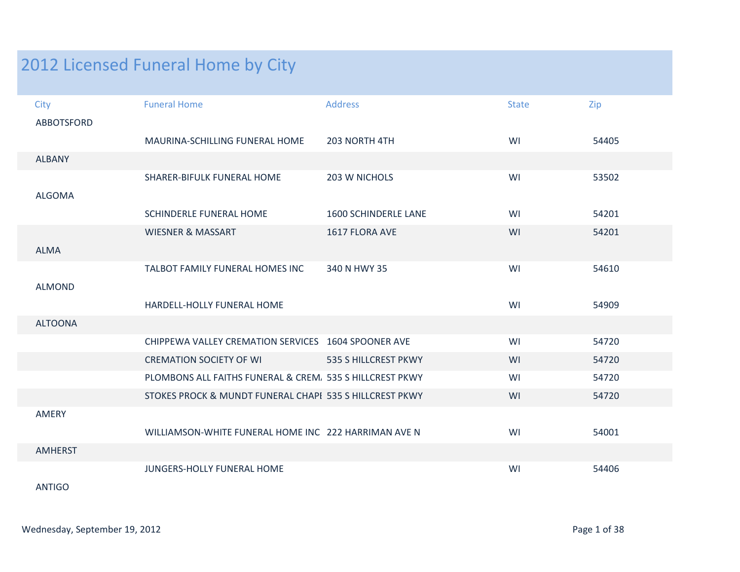# 2012 Licensed Funeral Home by City

| City | Funeral Home | Address | State | Zip |
|---|---|---|---|---|
| ABBOTSFORD | | | | |
| | MAURINA-SCHILLING FUNERAL HOME | 203 NORTH 4TH | WI | 54405 |
| ALBANY | | | | |
| | SHARER-BIFULK FUNERAL HOME | 203 W NICHOLS | WI | 53502 |
| ALGOMA | | | | |
| | SCHINDERLE FUNERAL HOME | 1600 SCHINDERLE LANE | WI | 54201 |
| | WIESNER & MASSART | 1617 FLORA AVE | WI | 54201 |
| ALMA | | | | |
| | TALBOT FAMILY FUNERAL HOMES INC | 340 N HWY 35 | WI | 54610 |
| ALMOND | | | | |
| | HARDELL-HOLLY FUNERAL HOME | | WI | 54909 |
| ALTOONA | | | | |
| | CHIPPEWA VALLEY CREMATION SERVICES | 1604 SPOONER AVE | WI | 54720 |
| | CREMATION SOCIETY OF WI | 535 S HILLCREST PKWY | WI | 54720 |
| | PLOMBONS ALL FAITHS FUNERAL & CREM/ | 535 S HILLCREST PKWY | WI | 54720 |
| | STOKES PROCK & MUNDT FUNERAL CHAPI | 535 S HILLCREST PKWY | WI | 54720 |
| AMERY | | | | |
| | WILLIAMSON-WHITE FUNERAL HOME INC | 222 HARRIMAN AVE N | WI | 54001 |
| AMHERST | | | | |
| | JUNGERS-HOLLY FUNERAL HOME | | WI | 54406 |
| ANTIGO | | | | |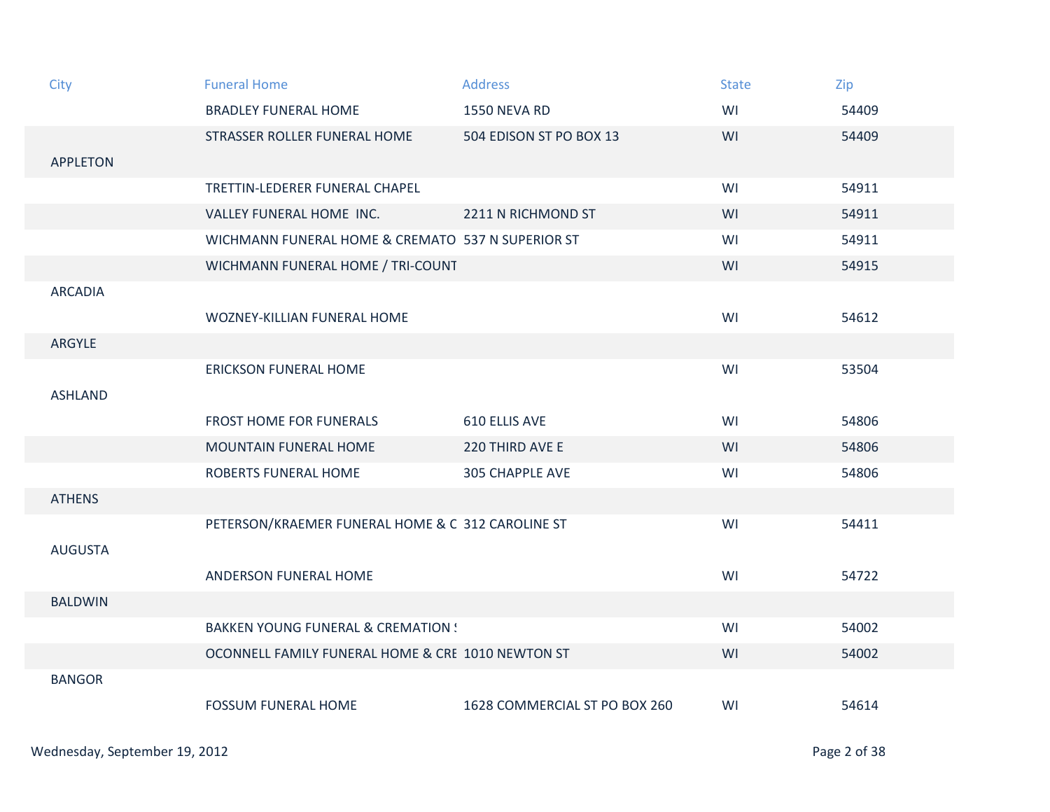| City | Funeral Home | Address | State | Zip |
| --- | --- | --- | --- | --- |
| | BRADLEY FUNERAL HOME | 1550 NEVA RD | WI | 54409 |
| | STRASSER ROLLER FUNERAL HOME | 504 EDISON ST PO BOX 13 | WI | 54409 |
| APPLETON | | | | |
| | TRETTIN-LEDERER FUNERAL CHAPEL | | WI | 54911 |
| | VALLEY FUNERAL HOME INC. | 2211 N RICHMOND ST | WI | 54911 |
| | WICHMANN FUNERAL HOME & CREMATO | 537 N SUPERIOR ST | WI | 54911 |
| | WICHMANN FUNERAL HOME / TRI-COUNT | | WI | 54915 |
| ARCADIA | | | | |
| | WOZNEY-KILLIAN FUNERAL HOME | | WI | 54612 |
| ARGYLE | | | | |
| | ERICKSON FUNERAL HOME | | WI | 53504 |
| ASHLAND | | | | |
| | FROST HOME FOR FUNERALS | 610 ELLIS AVE | WI | 54806 |
| | MOUNTAIN FUNERAL HOME | 220 THIRD AVE E | WI | 54806 |
| | ROBERTS FUNERAL HOME | 305 CHAPPLE AVE | WI | 54806 |
| ATHENS | | | | |
| | PETERSON/KRAEMER FUNERAL HOME & C | 312 CAROLINE ST | WI | 54411 |
| AUGUSTA | | | | |
| | ANDERSON FUNERAL HOME | | WI | 54722 |
| BALDWIN | | | | |
| | BAKKEN YOUNG FUNERAL & CREMATION S | | WI | 54002 |
| | OCONNELL FAMILY FUNERAL HOME & CRE | 1010 NEWTON ST | WI | 54002 |
| BANGOR | | | | |
| | FOSSUM FUNERAL HOME | 1628 COMMERCIAL ST PO BOX 260 | WI | 54614 |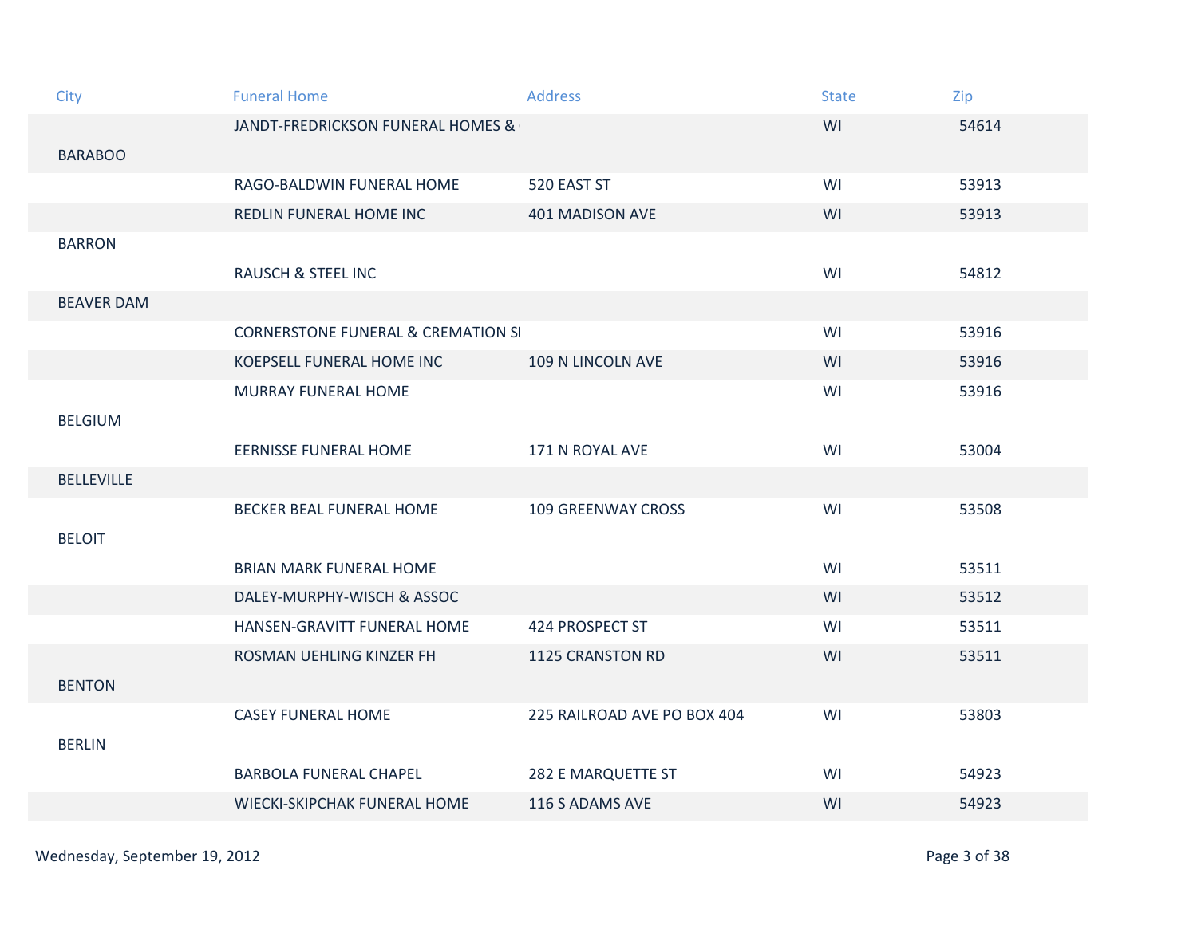| City | Funeral Home | Address | State | Zip |
| --- | --- | --- | --- | --- |
| | JANDT-FREDRICKSON FUNERAL HOMES & | | WI | 54614 |
| BARABOO | | | | |
| | RAGO-BALDWIN FUNERAL HOME | 520 EAST ST | WI | 53913 |
| | REDLIN FUNERAL HOME INC | 401 MADISON AVE | WI | 53913 |
| BARRON | | | | |
| | RAUSCH & STEEL INC | | WI | 54812 |
| BEAVER DAM | | | | |
| | CORNERSTONE FUNERAL & CREMATION SI | | WI | 53916 |
| | KOEPSELL FUNERAL HOME INC | 109 N LINCOLN AVE | WI | 53916 |
| | MURRAY FUNERAL HOME | | WI | 53916 |
| BELGIUM | | | | |
| | EERNISSE FUNERAL HOME | 171 N ROYAL AVE | WI | 53004 |
| BELLEVILLE | | | | |
| | BECKER BEAL FUNERAL HOME | 109 GREENWAY CROSS | WI | 53508 |
| BELOIT | | | | |
| | BRIAN MARK FUNERAL HOME | | WI | 53511 |
| | DALEY-MURPHY-WISCH & ASSOC | | WI | 53512 |
| | HANSEN-GRAVITT FUNERAL HOME | 424 PROSPECT ST | WI | 53511 |
| | ROSMAN UEHLING KINZER FH | 1125 CRANSTON RD | WI | 53511 |
| BENTON | | | | |
| | CASEY FUNERAL HOME | 225 RAILROAD AVE PO BOX 404 | WI | 53803 |
| BERLIN | | | | |
| | BARBOLA FUNERAL CHAPEL | 282 E MARQUETTE ST | WI | 54923 |
| | WIECKI-SKIPCHAK FUNERAL HOME | 116 S ADAMS AVE | WI | 54923 |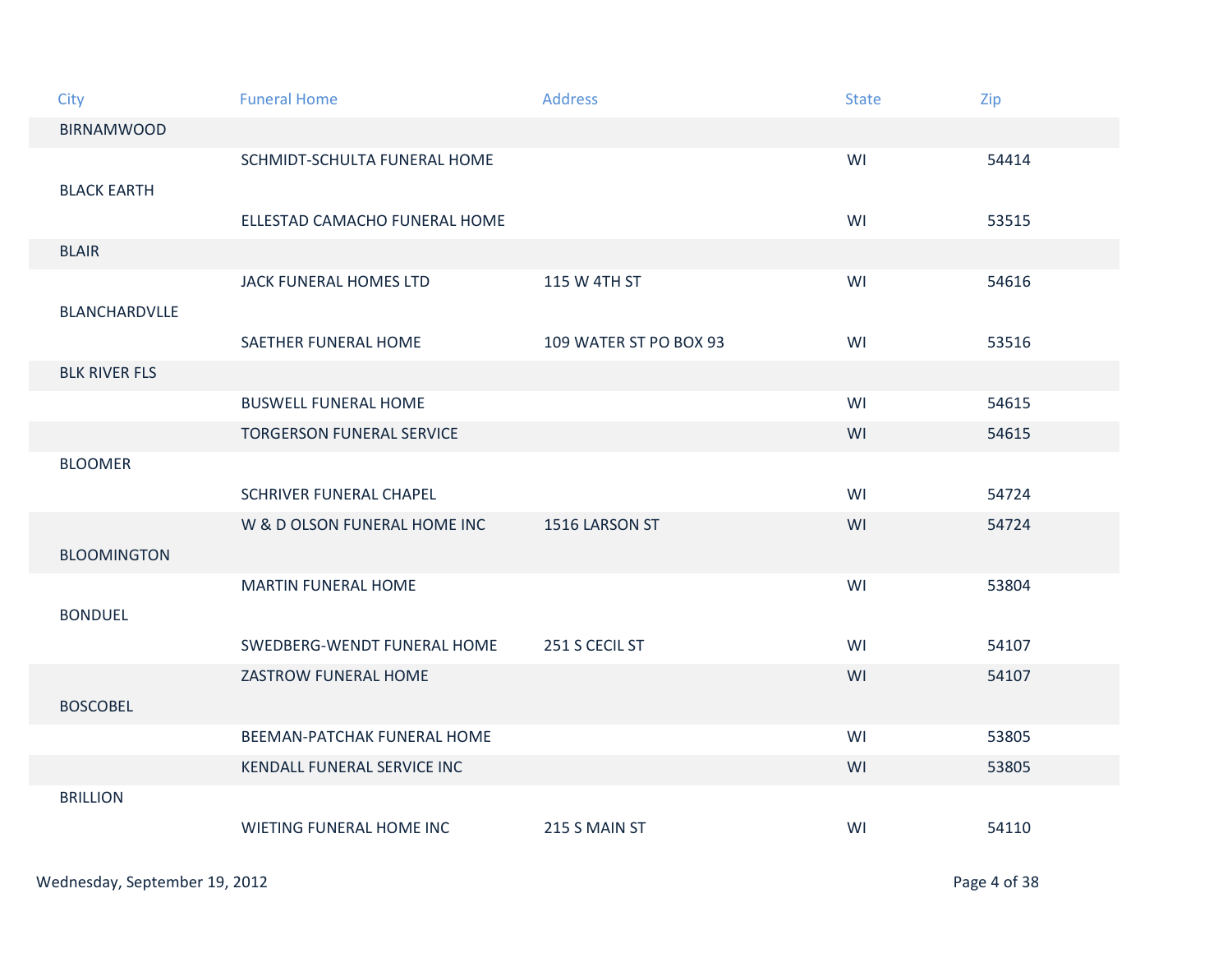| City | Funeral Home | Address | State | Zip |
| --- | --- | --- | --- | --- |
| BIRNAMWOOD | | | | |
| | SCHMIDT-SCHULTA FUNERAL HOME | | WI | 54414 |
| BLACK EARTH | | | | |
| | ELLESTAD CAMACHO FUNERAL HOME | | WI | 53515 |
| BLAIR | | | | |
| | JACK FUNERAL HOMES LTD | 115 W 4TH ST | WI | 54616 |
| BLANCHARDVLLE | | | | |
| | SAETHER FUNERAL HOME | 109 WATER ST PO BOX 93 | WI | 53516 |
| BLK RIVER FLS | | | | |
| | BUSWELL FUNERAL HOME | | WI | 54615 |
| | TORGERSON FUNERAL SERVICE | | WI | 54615 |
| BLOOMER | | | | |
| | SCHRIVER FUNERAL CHAPEL | | WI | 54724 |
| | W & D OLSON FUNERAL HOME INC | 1516 LARSON ST | WI | 54724 |
| BLOOMINGTON | | | | |
| | MARTIN FUNERAL HOME | | WI | 53804 |
| BONDUEL | | | | |
| | SWEDBERG-WENDT FUNERAL HOME | 251 S CECIL ST | WI | 54107 |
| | ZASTROW FUNERAL HOME | | WI | 54107 |
| BOSCOBEL | | | | |
| | BEEMAN-PATCHAK FUNERAL HOME | | WI | 53805 |
| | KENDALL FUNERAL SERVICE INC | | WI | 53805 |
| BRILLION | | | | |
| | WIETING FUNERAL HOME INC | 215 S MAIN ST | WI | 54110 |

Wednesday, September 19, 2012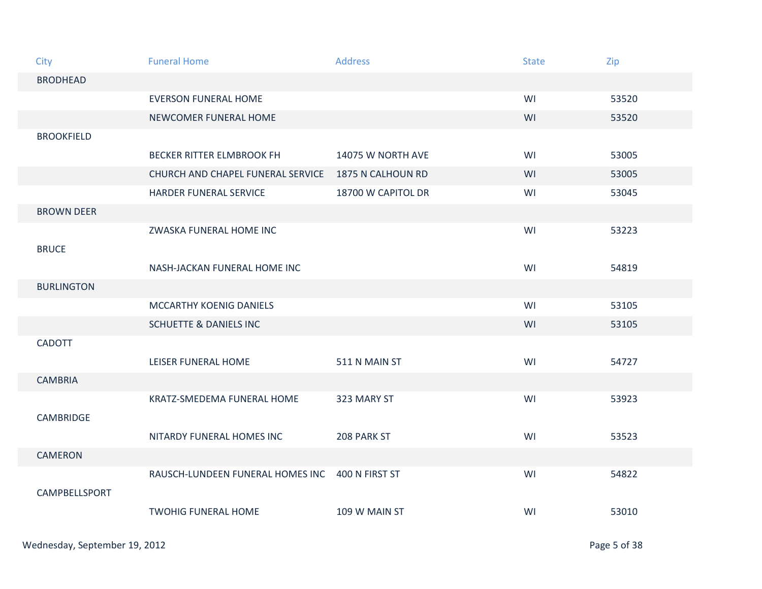| City | Funeral Home | Address | State | Zip |
|---|---|---|---|---|
| BRODHEAD | | | | |
| | EVERSON FUNERAL HOME | | WI | 53520 |
| | NEWCOMER FUNERAL HOME | | WI | 53520 |
| BROOKFIELD | | | | |
| | BECKER RITTER ELMBROOK FH | 14075 W NORTH AVE | WI | 53005 |
| | CHURCH AND CHAPEL FUNERAL SERVICE | 1875 N CALHOUN RD | WI | 53005 |
| | HARDER FUNERAL SERVICE | 18700 W CAPITOL DR | WI | 53045 |
| BROWN DEER | | | | |
| | ZWASKA FUNERAL HOME INC | | WI | 53223 |
| BRUCE | | | | |
| | NASH-JACKAN FUNERAL HOME INC | | WI | 54819 |
| BURLINGTON | | | | |
| | MCCARTHY KOENIG DANIELS | | WI | 53105 |
| | SCHUETTE & DANIELS INC | | WI | 53105 |
| CADOTT | | | | |
| | LEISER FUNERAL HOME | 511 N MAIN ST | WI | 54727 |
| CAMBRIA | | | | |
| | KRATZ-SMEDEMA FUNERAL HOME | 323 MARY ST | WI | 53923 |
| CAMBRIDGE | | | | |
| | NITARDY FUNERAL HOMES INC | 208 PARK ST | WI | 53523 |
| CAMERON | | | | |
| | RAUSCH-LUNDEEN FUNERAL HOMES INC | 400 N FIRST ST | WI | 54822 |
| CAMPBELLSPORT | | | | |
| | TWOHIG FUNERAL HOME | 109 W MAIN ST | WI | 53010 |

Wednesday, September 19, 2012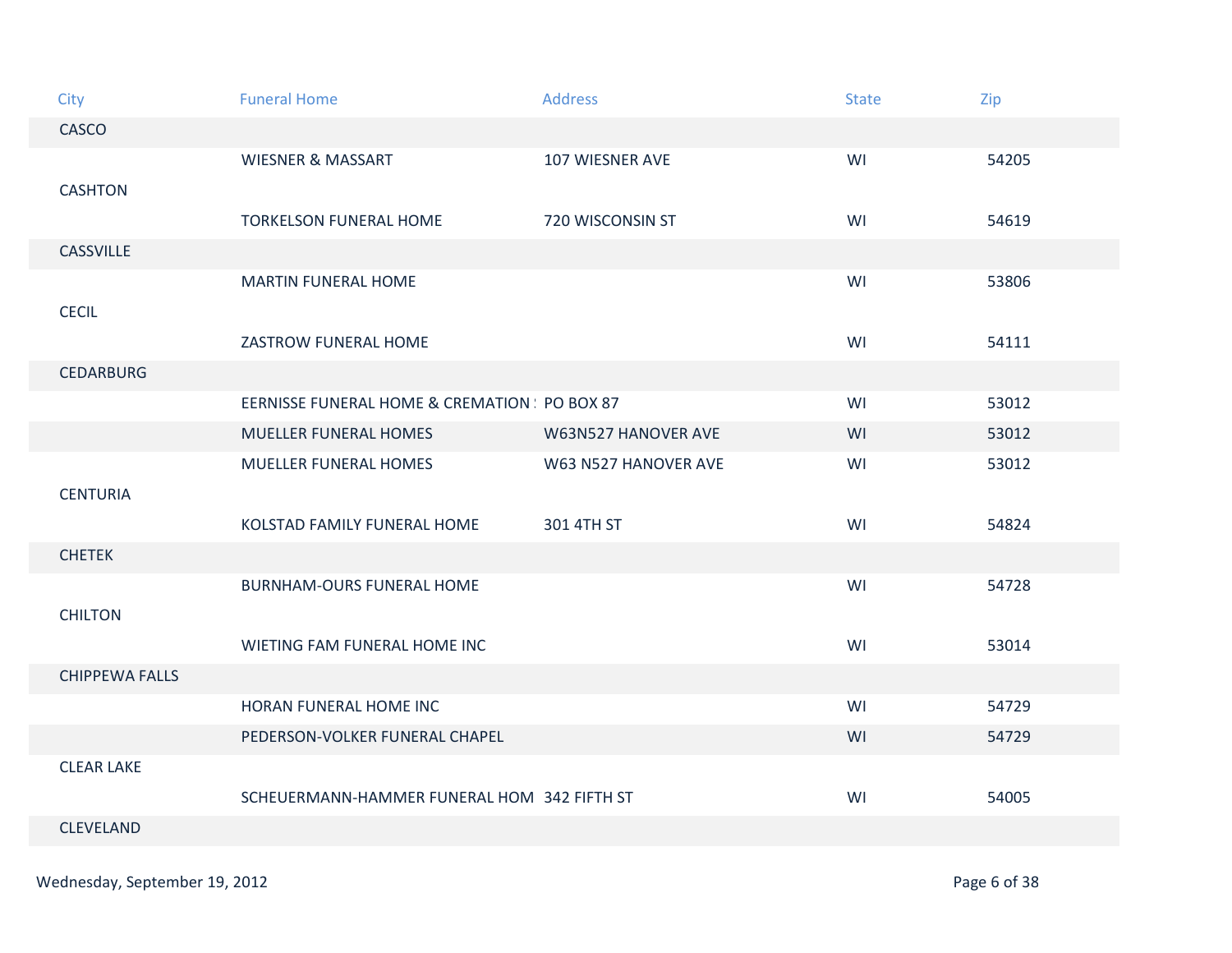| City | Funeral Home | Address | State | Zip |
| --- | --- | --- | --- | --- |
| CASCO | | | | |
| | WIESNER & MASSART | 107 WIESNER AVE | WI | 54205 |
| CASHTON | | | | |
| | TORKELSON FUNERAL HOME | 720 WISCONSIN ST | WI | 54619 |
| CASSVILLE | | | | |
| | MARTIN FUNERAL HOME | | WI | 53806 |
| CECIL | | | | |
| | ZASTROW FUNERAL HOME | | WI | 54111 |
| CEDARBURG | | | | |
| | EERNISSE FUNERAL HOME & CREMATION ! | PO BOX 87 | WI | 53012 |
| | MUELLER FUNERAL HOMES | W63N527 HANOVER AVE | WI | 53012 |
| | MUELLER FUNERAL HOMES | W63 N527 HANOVER AVE | WI | 53012 |
| CENTURIA | | | | |
| | KOLSTAD FAMILY FUNERAL HOME | 301 4TH ST | WI | 54824 |
| CHETEK | | | | |
| | BURNHAM-OURS FUNERAL HOME | | WI | 54728 |
| CHILTON | | | | |
| | WIETING FAM FUNERAL HOME INC | | WI | 53014 |
| CHIPPEWA FALLS | | | | |
| | HORAN FUNERAL HOME INC | | WI | 54729 |
| | PEDERSON-VOLKER FUNERAL CHAPEL | | WI | 54729 |
| CLEAR LAKE | | | | |
| | SCHEUERMANN-HAMMER FUNERAL HOM | 342 FIFTH ST | WI | 54005 |
| CLEVELAND | | | | |

Wednesday, September 19, 2012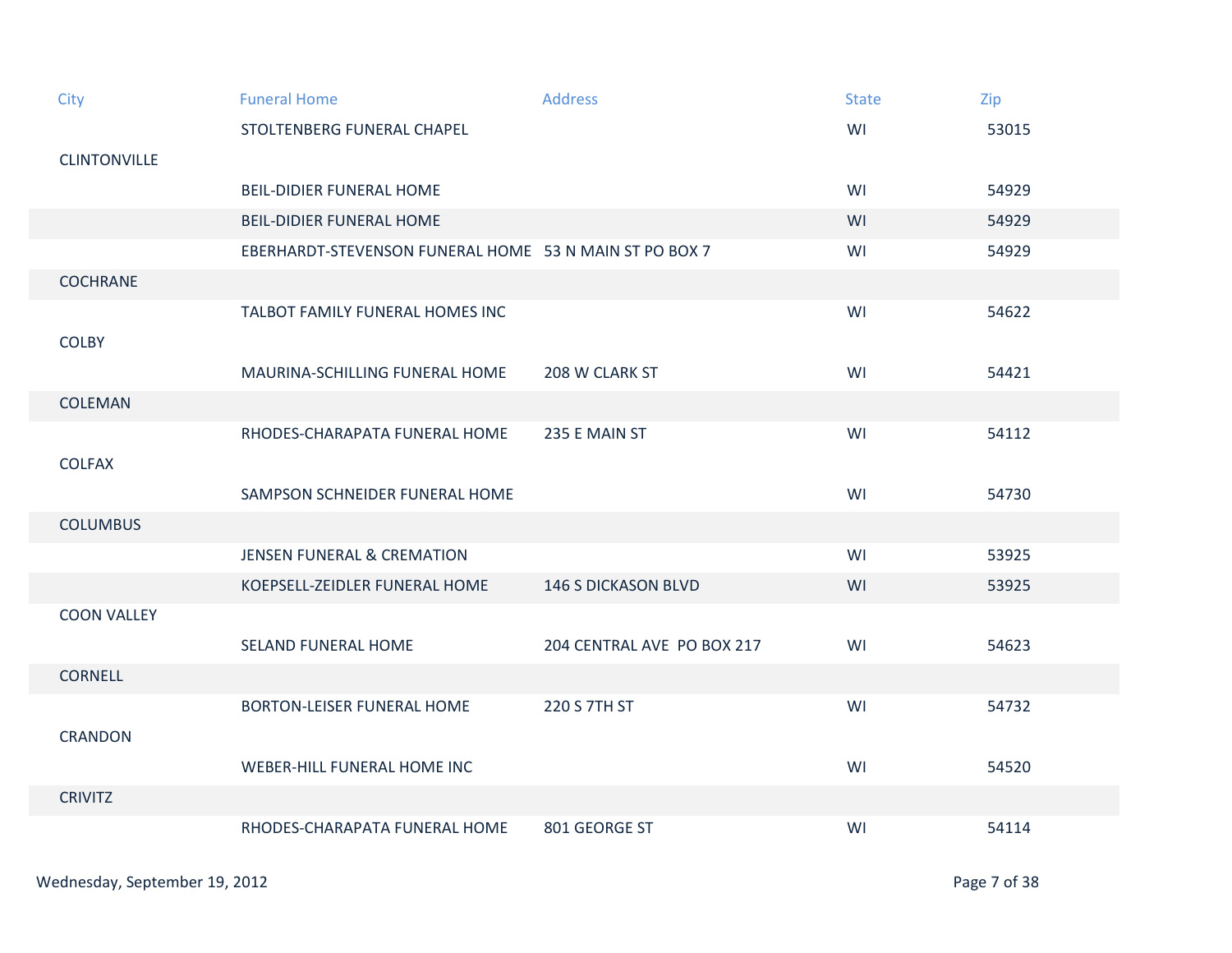| City | Funeral Home | Address | State | Zip |
|---|---|---|---|---|
| | STOLTENBERG FUNERAL CHAPEL | | WI | 53015 |
| CLINTONVILLE | | | | |
| | BEIL-DIDIER FUNERAL HOME | | WI | 54929 |
| | BEIL-DIDIER FUNERAL HOME | | WI | 54929 |
| | EBERHARDT-STEVENSON FUNERAL HOME | 53 N MAIN ST PO BOX 7 | WI | 54929 |
| COCHRANE | | | | |
| | TALBOT FAMILY FUNERAL HOMES INC | | WI | 54622 |
| COLBY | | | | |
| | MAURINA-SCHILLING FUNERAL HOME | 208 W CLARK ST | WI | 54421 |
| COLEMAN | | | | |
| | RHODES-CHARAPATA FUNERAL HOME | 235 E MAIN ST | WI | 54112 |
| COLFAX | | | | |
| | SAMPSON SCHNEIDER FUNERAL HOME | | WI | 54730 |
| COLUMBUS | | | | |
| | JENSEN FUNERAL & CREMATION | | WI | 53925 |
| | KOEPSELL-ZEIDLER FUNERAL HOME | 146 S DICKASON BLVD | WI | 53925 |
| COON VALLEY | | | | |
| | SELAND FUNERAL HOME | 204 CENTRAL AVE PO BOX 217 | WI | 54623 |
| CORNELL | | | | |
| | BORTON-LEISER FUNERAL HOME | 220 S 7TH ST | WI | 54732 |
| CRANDON | | | | |
| | WEBER-HILL FUNERAL HOME INC | | WI | 54520 |
| CRIVITZ | | | | |
| | RHODES-CHARAPATA FUNERAL HOME | 801 GEORGE ST | WI | 54114 |

Wednesday, September 19, 2012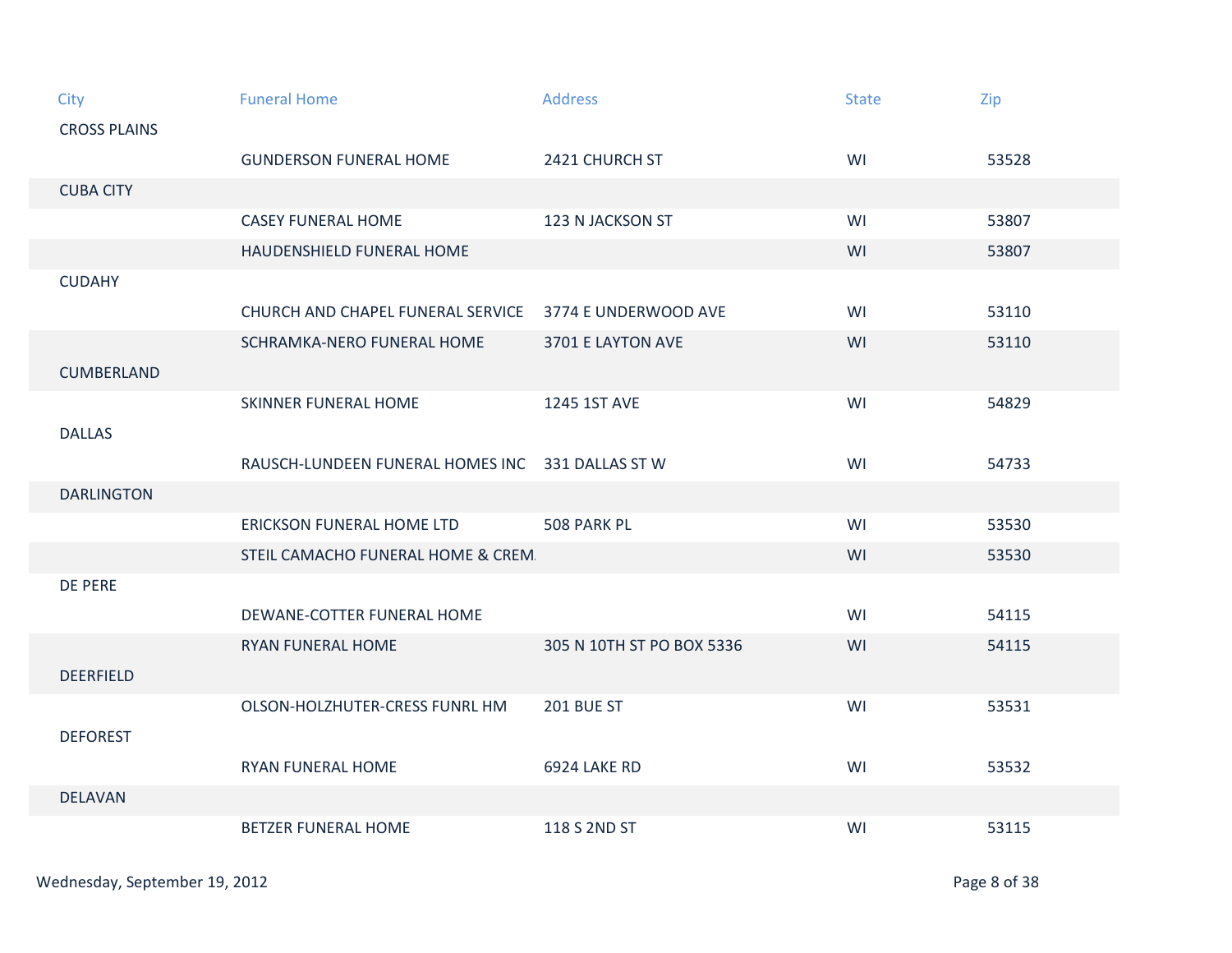| City | Funeral Home | Address | State | Zip |
|---|---|---|---|---|
| CROSS PLAINS | | | | |
| | GUNDERSON FUNERAL HOME | 2421 CHURCH ST | WI | 53528 |
| CUBA CITY | | | | |
| | CASEY FUNERAL HOME | 123 N JACKSON ST | WI | 53807 |
| | HAUDENSHIELD FUNERAL HOME | | WI | 53807 |
| CUDAHY | | | | |
| | CHURCH AND CHAPEL FUNERAL SERVICE | 3774 E UNDERWOOD AVE | WI | 53110 |
| | SCHRAMKA-NERO FUNERAL HOME | 3701 E LAYTON AVE | WI | 53110 |
| CUMBERLAND | | | | |
| | SKINNER FUNERAL HOME | 1245 1ST AVE | WI | 54829 |
| DALLAS | | | | |
| | RAUSCH-LUNDEEN FUNERAL HOMES INC | 331 DALLAS ST W | WI | 54733 |
| DARLINGTON | | | | |
| | ERICKSON FUNERAL HOME LTD | 508 PARK PL | WI | 53530 |
| | STEIL CAMACHO FUNERAL HOME & CREM | | WI | 53530 |
| DE PERE | | | | |
| | DEWANE-COTTER FUNERAL HOME | | WI | 54115 |
| | RYAN FUNERAL HOME | 305 N 10TH ST PO BOX 5336 | WI | 54115 |
| DEERFIELD | | | | |
| | OLSON-HOLZHUTER-CRESS FUNRL HM | 201 BUE ST | WI | 53531 |
| DEFOREST | | | | |
| | RYAN FUNERAL HOME | 6924 LAKE RD | WI | 53532 |
| DELAVAN | | | | |
| | BETZER FUNERAL HOME | 118 S 2ND ST | WI | 53115 |

Wednesday, September 19, 2012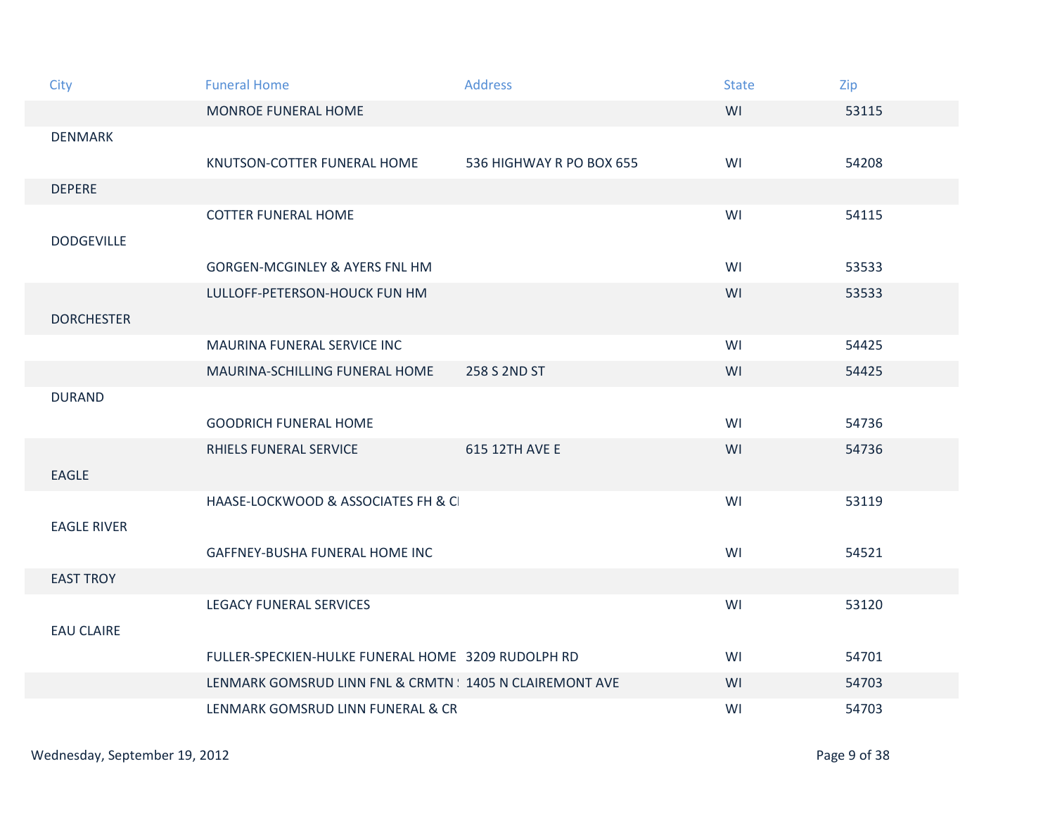| City | Funeral Home | Address | State | Zip |
| --- | --- | --- | --- | --- |
| | MONROE FUNERAL HOME | | WI | 53115 |
| DENMARK | | | | |
| | KNUTSON-COTTER FUNERAL HOME | 536 HIGHWAY R PO BOX 655 | WI | 54208 |
| DEPERE | | | | |
| | COTTER FUNERAL HOME | | WI | 54115 |
| DODGEVILLE | | | | |
| | GORGEN-MCGINLEY & AYERS FNL HM | | WI | 53533 |
| | LULLOFF-PETERSON-HOUCK FUN HM | | WI | 53533 |
| DORCHESTER | | | | |
| | MAURINA FUNERAL SERVICE INC | | WI | 54425 |
| | MAURINA-SCHILLING FUNERAL HOME | 258 S 2ND ST | WI | 54425 |
| DURAND | | | | |
| | GOODRICH FUNERAL HOME | | WI | 54736 |
| | RHIELS FUNERAL SERVICE | 615 12TH AVE E | WI | 54736 |
| EAGLE | | | | |
| | HAASE-LOCKWOOD & ASSOCIATES FH & CI | | WI | 53119 |
| EAGLE RIVER | | | | |
| | GAFFNEY-BUSHA FUNERAL HOME INC | | WI | 54521 |
| EAST TROY | | | | |
| | LEGACY FUNERAL SERVICES | | WI | 53120 |
| EAU CLAIRE | | | | |
| | FULLER-SPECKIEN-HULKE FUNERAL HOME | 3209 RUDOLPH RD | WI | 54701 |
| | LENMARK GOMSRUD LINN FNL & CRMTN S | 1405 N CLAIREMONT AVE | WI | 54703 |
| | LENMARK GOMSRUD LINN FUNERAL & CR | | WI | 54703 |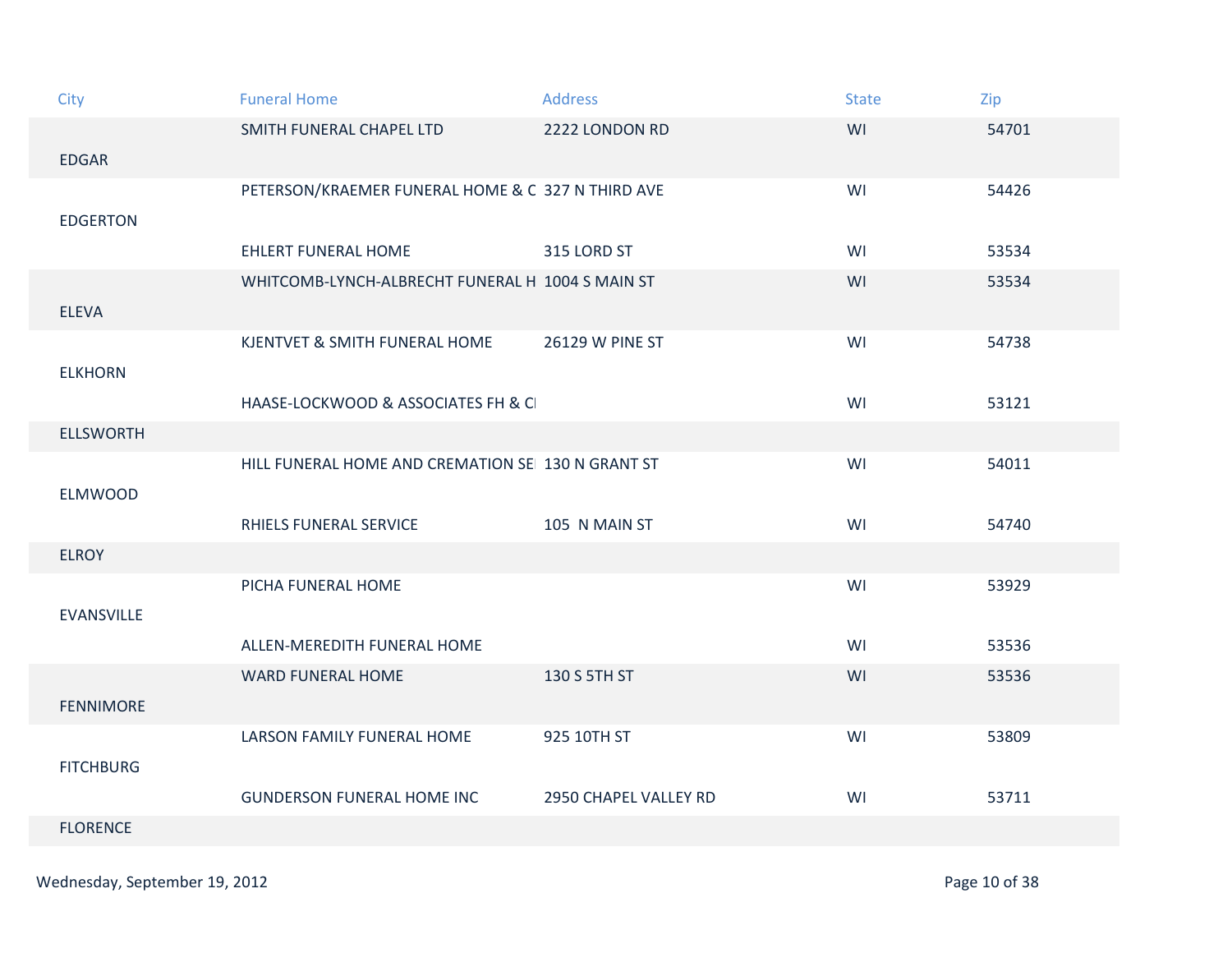| City | Funeral Home | Address | State | Zip |
|---|---|---|---|---|
| | SMITH FUNERAL CHAPEL LTD | 2222 LONDON RD | WI | 54701 |
| EDGAR | | | | |
| | PETERSON/KRAEMER FUNERAL HOME & C | 327 N THIRD AVE | WI | 54426 |
| EDGERTON | | | | |
| | EHLERT FUNERAL HOME | 315 LORD ST | WI | 53534 |
| | WHITCOMB-LYNCH-ALBRECHT FUNERAL H | 1004 S MAIN ST | WI | 53534 |
| ELEVA | | | | |
| | KJENTVET & SMITH FUNERAL HOME | 26129 W PINE ST | WI | 54738 |
| ELKHORN | | | | |
| | HAASE-LOCKWOOD & ASSOCIATES FH & C | | WI | 53121 |
| ELLSWORTH | | | | |
| | HILL FUNERAL HOME AND CREMATION SE | 130 N GRANT ST | WI | 54011 |
| ELMWOOD | | | | |
| | RHIELS FUNERAL SERVICE | 105 N MAIN ST | WI | 54740 |
| ELROY | | | | |
| | PICHA FUNERAL HOME | | WI | 53929 |
| EVANSVILLE | | | | |
| | ALLEN-MEREDITH FUNERAL HOME | | WI | 53536 |
| | WARD FUNERAL HOME | 130 S 5TH ST | WI | 53536 |
| FENNIMORE | | | | |
| | LARSON FAMILY FUNERAL HOME | 925 10TH ST | WI | 53809 |
| FITCHBURG | | | | |
| | GUNDERSON FUNERAL HOME INC | 2950 CHAPEL VALLEY RD | WI | 53711 |
| FLORENCE | | | | |

Wednesday, September 19, 2012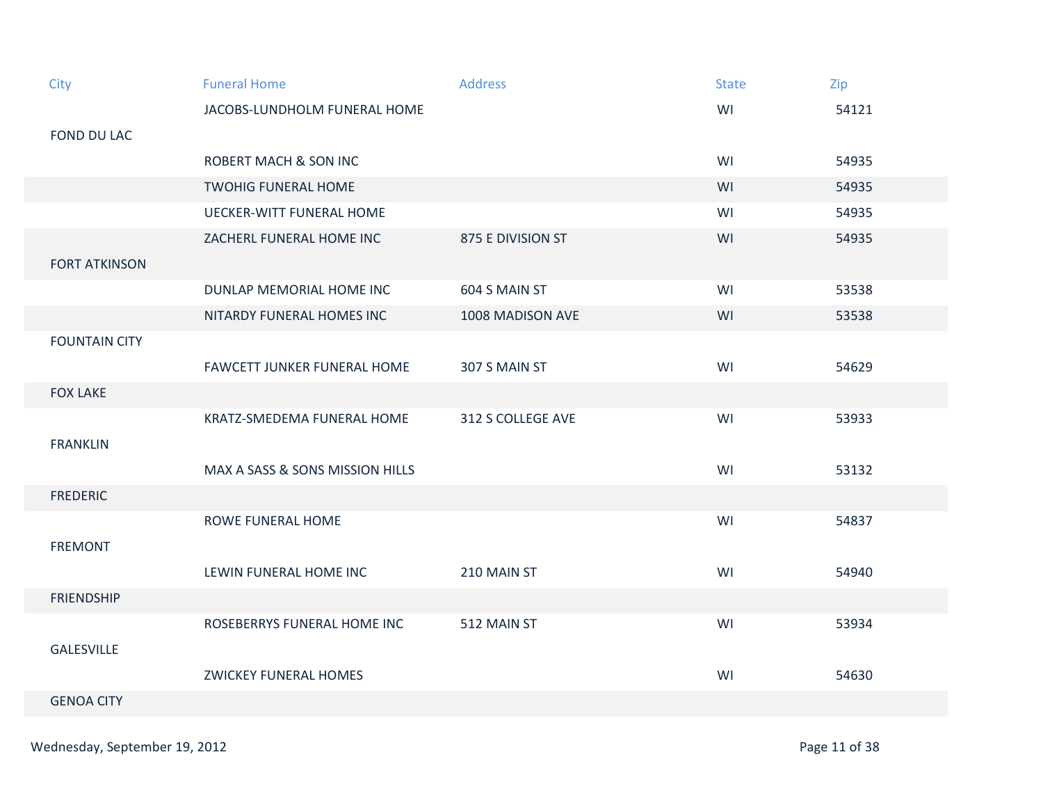| City | Funeral Home | Address | State | Zip |
| --- | --- | --- | --- | --- |
| | JACOBS-LUNDHOLM FUNERAL HOME | | WI | 54121 |
| FOND DU LAC | | | | |
| | ROBERT MACH & SON INC | | WI | 54935 |
| | TWOHIG FUNERAL HOME | | WI | 54935 |
| | UECKER-WITT FUNERAL HOME | | WI | 54935 |
| | ZACHERL FUNERAL HOME INC | 875 E DIVISION ST | WI | 54935 |
| FORT ATKINSON | | | | |
| | DUNLAP MEMORIAL HOME INC | 604 S MAIN ST | WI | 53538 |
| | NITARDY FUNERAL HOMES INC | 1008 MADISON AVE | WI | 53538 |
| FOUNTAIN CITY | | | | |
| | FAWCETT JUNKER FUNERAL HOME | 307 S MAIN ST | WI | 54629 |
| FOX LAKE | | | | |
| | KRATZ-SMEDEMA FUNERAL HOME | 312 S COLLEGE AVE | WI | 53933 |
| FRANKLIN | | | | |
| | MAX A SASS & SONS MISSION HILLS | | WI | 53132 |
| FREDERIC | | | | |
| | ROWE FUNERAL HOME | | WI | 54837 |
| FREMONT | | | | |
| | LEWIN FUNERAL HOME INC | 210 MAIN ST | WI | 54940 |
| FRIENDSHIP | | | | |
| | ROSEBERRYS FUNERAL HOME INC | 512 MAIN ST | WI | 53934 |
| GALESVILLE | | | | |
| | ZWICKEY FUNERAL HOMES | | WI | 54630 |
| GENOA CITY | | | | |

Wednesday, September 19, 2012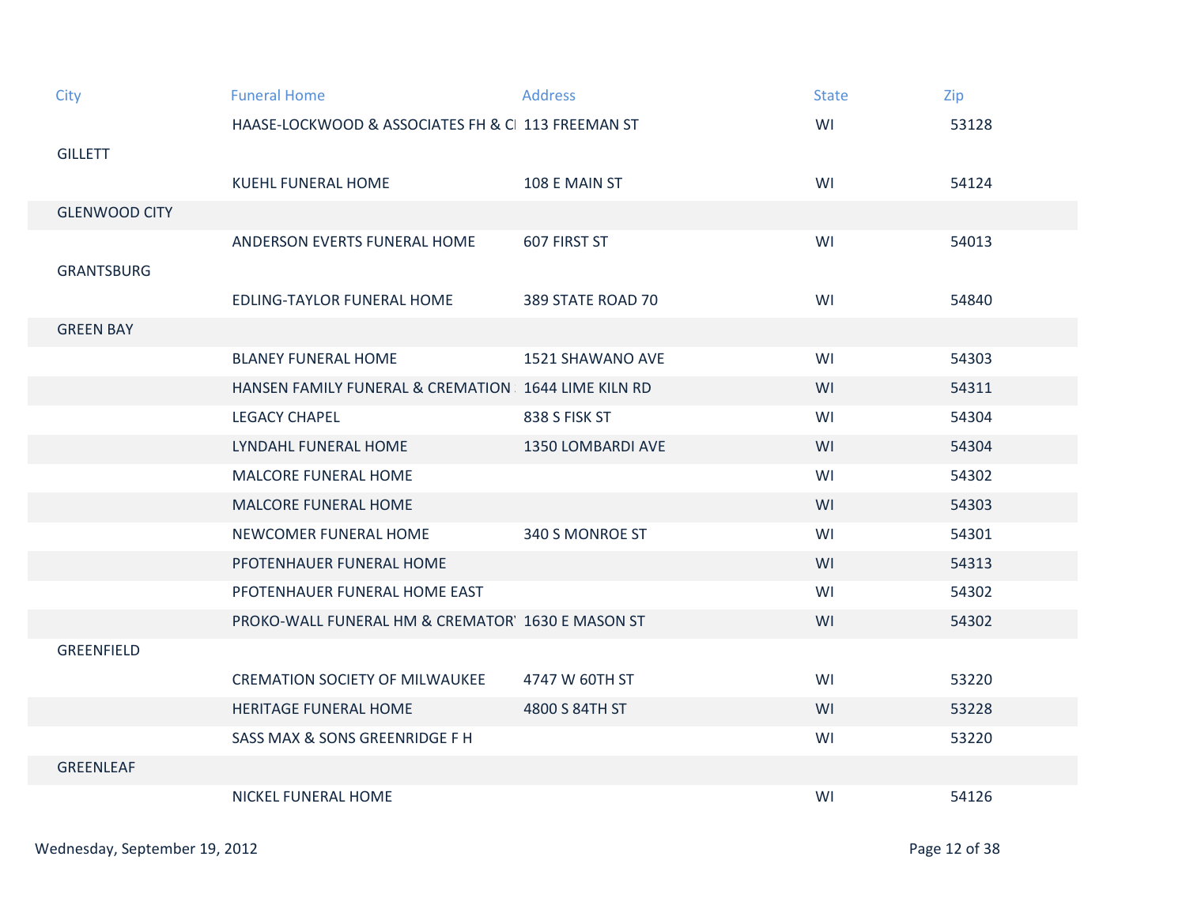| City | Funeral Home | Address | State | Zip |
|---|---|---|---|---|
| | HAASE-LOCKWOOD & ASSOCIATES FH & CI | 113 FREEMAN ST | WI | 53128 |
| GILLETT | | | | |
| | KUEHL FUNERAL HOME | 108 E MAIN ST | WI | 54124 |
| GLENWOOD CITY | | | | |
| | ANDERSON EVERTS FUNERAL HOME | 607 FIRST ST | WI | 54013 |
| GRANTSBURG | | | | |
| | EDLING-TAYLOR FUNERAL HOME | 389 STATE ROAD 70 | WI | 54840 |
| GREEN BAY | | | | |
| | BLANEY FUNERAL HOME | 1521 SHAWANO AVE | WI | 54303 |
| | HANSEN FAMILY FUNERAL & CREMATION | 1644 LIME KILN RD | WI | 54311 |
| | LEGACY CHAPEL | 838 S FISK ST | WI | 54304 |
| | LYNDAHL FUNERAL HOME | 1350 LOMBARDI AVE | WI | 54304 |
| | MALCORE FUNERAL HOME | | WI | 54302 |
| | MALCORE FUNERAL HOME | | WI | 54303 |
| | NEWCOMER FUNERAL HOME | 340 S MONROE ST | WI | 54301 |
| | PFOTENHAUER FUNERAL HOME | | WI | 54313 |
| | PFOTENHAUER FUNERAL HOME EAST | | WI | 54302 |
| | PROKO-WALL FUNERAL HM & CREMATORY | 1630 E MASON ST | WI | 54302 |
| GREENFIELD | | | | |
| | CREMATION SOCIETY OF MILWAUKEE | 4747 W 60TH ST | WI | 53220 |
| | HERITAGE FUNERAL HOME | 4800 S 84TH ST | WI | 53228 |
| | SASS MAX & SONS GREENRIDGE F H | | WI | 53220 |
| GREENLEAF | | | | |
| | NICKEL FUNERAL HOME | | WI | 54126 |

Wednesday, September 19, 2012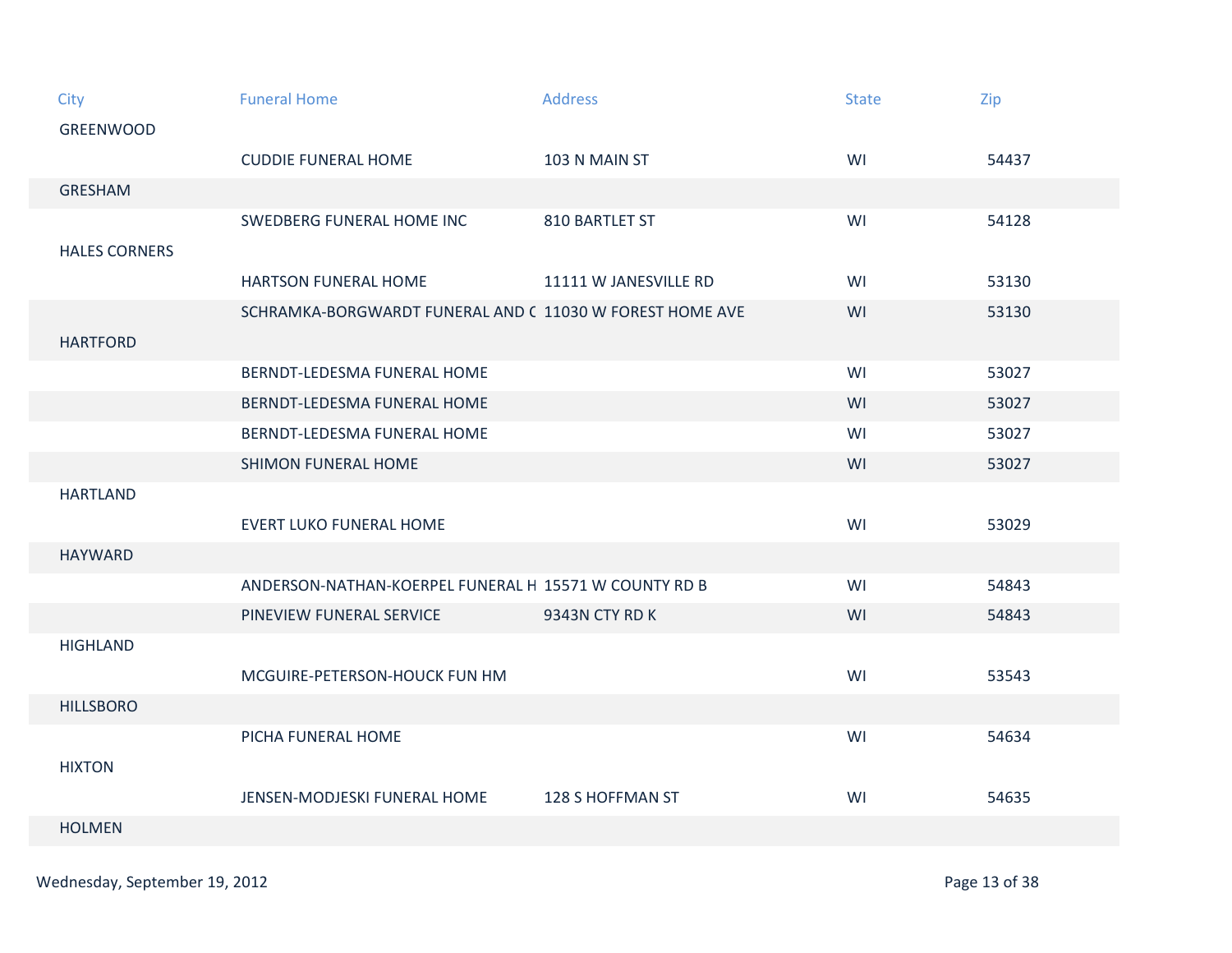| City | Funeral Home | Address | State | Zip |
| --- | --- | --- | --- | --- |
| GREENWOOD | | | | |
| | CUDDIE FUNERAL HOME | 103 N MAIN ST | WI | 54437 |
| GRESHAM | | | | |
| | SWEDBERG FUNERAL HOME INC | 810 BARTLET ST | WI | 54128 |
| HALES CORNERS | | | | |
| | HARTSON FUNERAL HOME | 11111 W JANESVILLE RD | WI | 53130 |
| | SCHRAMKA-BORGWARDT FUNERAL AND C | 11030 W FOREST HOME AVE | WI | 53130 |
| HARTFORD | | | | |
| | BERNDT-LEDESMA FUNERAL HOME | | WI | 53027 |
| | BERNDT-LEDESMA FUNERAL HOME | | WI | 53027 |
| | BERNDT-LEDESMA FUNERAL HOME | | WI | 53027 |
| | SHIMON FUNERAL HOME | | WI | 53027 |
| HARTLAND | | | | |
| | EVERT LUKO FUNERAL HOME | | WI | 53029 |
| HAYWARD | | | | |
| | ANDERSON-NATHAN-KOERPEL FUNERAL H | 15571 W COUNTY RD B | WI | 54843 |
| | PINEVIEW FUNERAL SERVICE | 9343N CTY RD K | WI | 54843 |
| HIGHLAND | | | | |
| | MCGUIRE-PETERSON-HOUCK FUN HM | | WI | 53543 |
| HILLSBORO | | | | |
| | PICHA FUNERAL HOME | | WI | 54634 |
| HIXTON | | | | |
| | JENSEN-MODJESKI FUNERAL HOME | 128 S HOFFMAN ST | WI | 54635 |
| HOLMEN | | | | |

Wednesday, September 19, 2012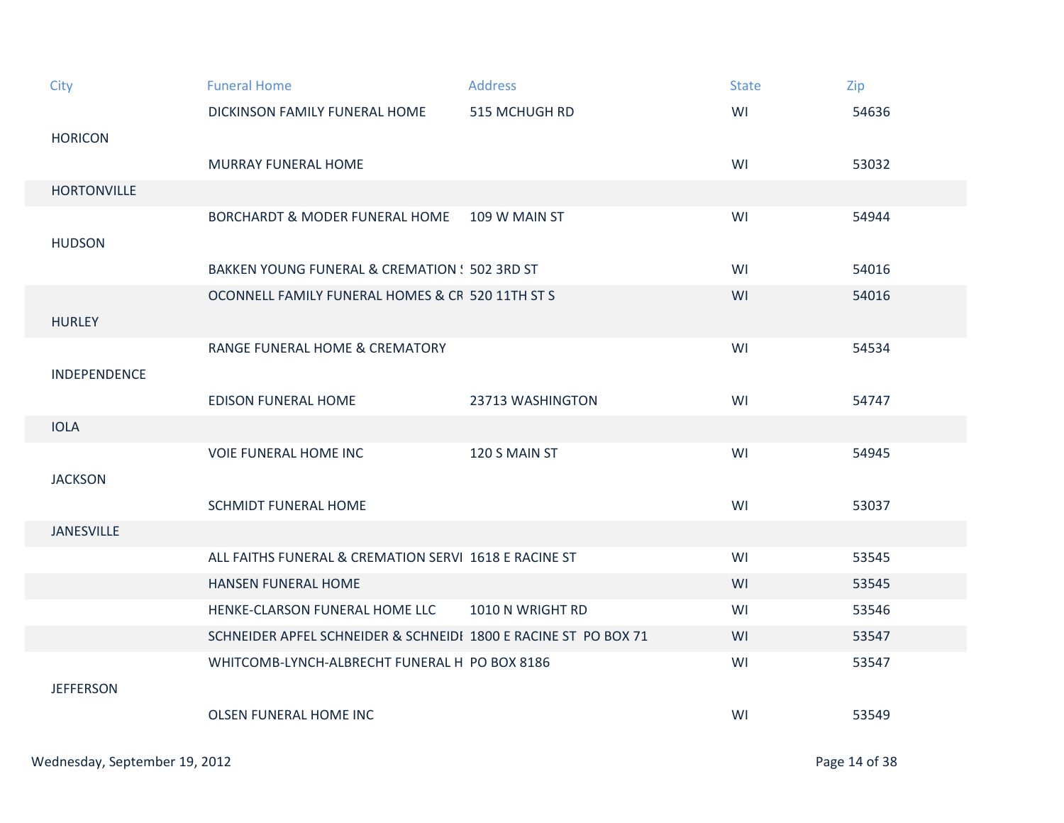| City | Funeral Home | Address | State | Zip |
| --- | --- | --- | --- | --- |
| | DICKINSON FAMILY FUNERAL HOME | 515 MCHUGH RD | WI | 54636 |
| HORICON | | | | |
| | MURRAY FUNERAL HOME | | WI | 53032 |
| HORTONVILLE | | | | |
| | BORCHARDT & MODER FUNERAL HOME | 109 W MAIN ST | WI | 54944 |
| HUDSON | | | | |
| | BAKKEN YOUNG FUNERAL & CREMATION S | 502 3RD ST | WI | 54016 |
| | OCONNELL FAMILY FUNERAL HOMES & CR | 520 11TH ST S | WI | 54016 |
| HURLEY | | | | |
| | RANGE FUNERAL HOME & CREMATORY | | WI | 54534 |
| INDEPENDENCE | | | | |
| | EDISON FUNERAL HOME | 23713 WASHINGTON | WI | 54747 |
| IOLA | | | | |
| | VOIE FUNERAL HOME INC | 120 S MAIN ST | WI | 54945 |
| JACKSON | | | | |
| | SCHMIDT FUNERAL HOME | | WI | 53037 |
| JANESVILLE | | | | |
| | ALL FAITHS FUNERAL & CREMATION SERVI | 1618 E RACINE ST | WI | 53545 |
| | HANSEN FUNERAL HOME | | WI | 53545 |
| | HENKE-CLARSON FUNERAL HOME LLC | 1010 N WRIGHT RD | WI | 53546 |
| | SCHNEIDER APFEL SCHNEIDER & SCHNEIDI | 1800 E RACINE ST PO BOX 71 | WI | 53547 |
| | WHITCOMB-LYNCH-ALBRECHT FUNERAL H | PO BOX 8186 | WI | 53547 |
| JEFFERSON | | | | |
| | OLSEN FUNERAL HOME INC | | WI | 53549 |

Wednesday, September 19, 2012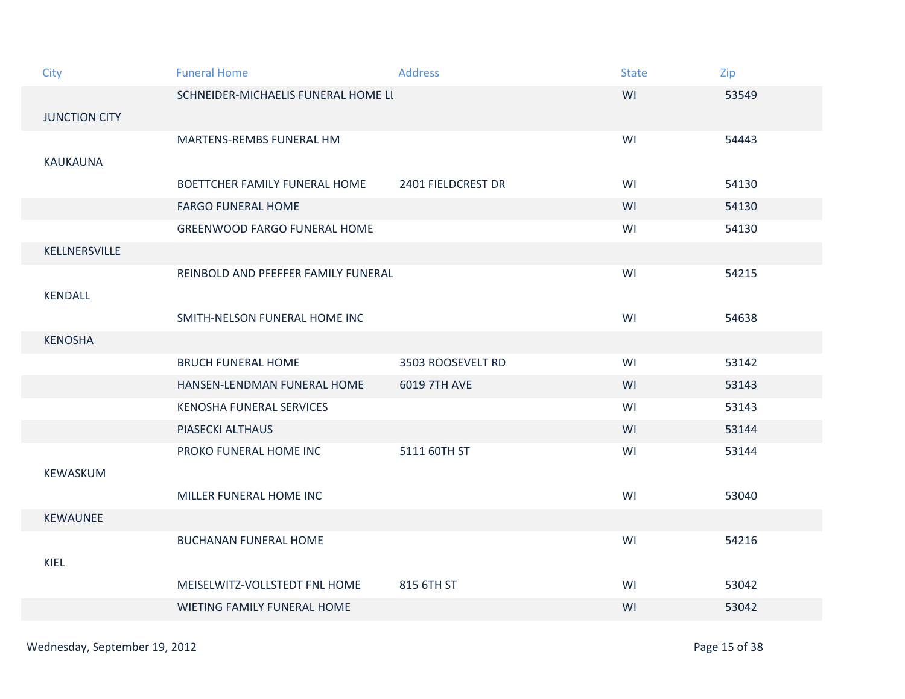| City | Funeral Home | Address | State | Zip |
| --- | --- | --- | --- | --- |
| | SCHNEIDER-MICHAELIS FUNERAL HOME LL | | WI | 53549 |
| JUNCTION CITY | | | | |
| | MARTENS-REMBS FUNERAL HM | | WI | 54443 |
| KAUKAUNA | | | | |
| | BOETTCHER FAMILY FUNERAL HOME | 2401 FIELDCREST DR | WI | 54130 |
| | FARGO FUNERAL HOME | | WI | 54130 |
| | GREENWOOD FARGO FUNERAL HOME | | WI | 54130 |
| KELLNERSVILLE | | | | |
| | REINBOLD AND PFEFFER FAMILY FUNERAL | | WI | 54215 |
| KENDALL | | | | |
| | SMITH-NELSON FUNERAL HOME INC | | WI | 54638 |
| KENOSHA | | | | |
| | BRUCH FUNERAL HOME | 3503 ROOSEVELT RD | WI | 53142 |
| | HANSEN-LENDMAN FUNERAL HOME | 6019 7TH AVE | WI | 53143 |
| | KENOSHA FUNERAL SERVICES | | WI | 53143 |
| | PIASECKI ALTHAUS | | WI | 53144 |
| | PROKO FUNERAL HOME INC | 5111 60TH ST | WI | 53144 |
| KEWASKUM | | | | |
| | MILLER FUNERAL HOME INC | | WI | 53040 |
| KEWAUNEE | | | | |
| | BUCHANAN FUNERAL HOME | | WI | 54216 |
| KIEL | | | | |
| | MEISELWITZ-VOLLSTEDT FNL HOME | 815 6TH ST | WI | 53042 |
| | WIETING FAMILY FUNERAL HOME | | WI | 53042 |

Wednesday, September 19, 2012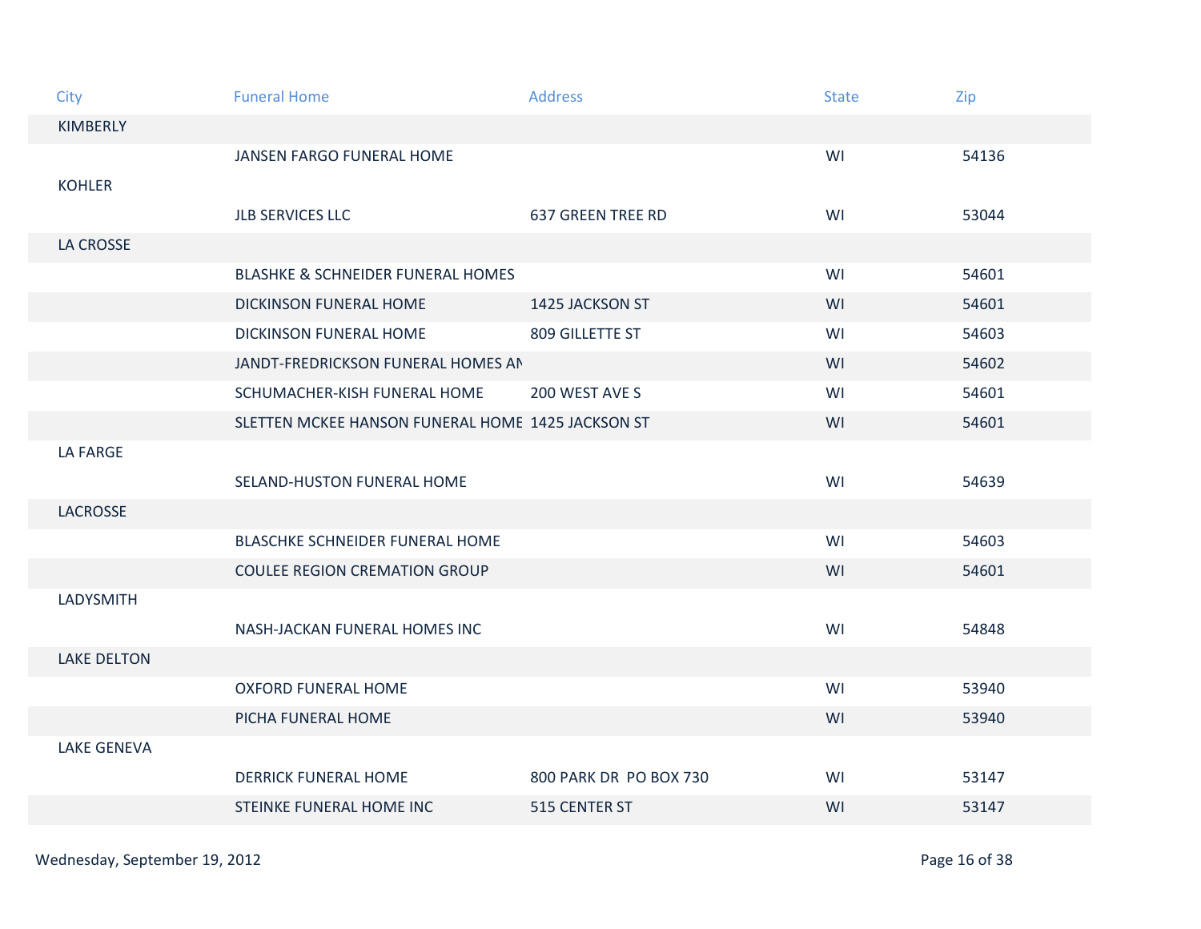| City | Funeral Home | Address | State | Zip |
|---|---|---|---|---|
| KIMBERLY | | | | |
| | JANSEN FARGO FUNERAL HOME | | WI | 54136 |
| KOHLER | | | | |
| | JLB SERVICES LLC | 637 GREEN TREE RD | WI | 53044 |
| LA CROSSE | | | | |
| | BLASHKE & SCHNEIDER FUNERAL HOMES | | WI | 54601 |
| | DICKINSON FUNERAL HOME | 1425 JACKSON ST | WI | 54601 |
| | DICKINSON FUNERAL HOME | 809 GILLETTE ST | WI | 54603 |
| | JANDT-FREDRICKSON FUNERAL HOMES AN | | WI | 54602 |
| | SCHUMACHER-KISH FUNERAL HOME | 200 WEST AVE S | WI | 54601 |
| | SLETTEN MCKEE HANSON FUNERAL HOME | 1425 JACKSON ST | WI | 54601 |
| LA FARGE | | | | |
| | SELAND-HUSTON FUNERAL HOME | | WI | 54639 |
| LACROSSE | | | | |
| | BLASCHKE SCHNEIDER FUNERAL HOME | | WI | 54603 |
| | COULEE REGION CREMATION GROUP | | WI | 54601 |
| LADYSMITH | | | | |
| | NASH-JACKAN FUNERAL HOMES INC | | WI | 54848 |
| LAKE DELTON | | | | |
| | OXFORD FUNERAL HOME | | WI | 53940 |
| | PICHA FUNERAL HOME | | WI | 53940 |
| LAKE GENEVA | | | | |
| | DERRICK FUNERAL HOME | 800 PARK DR PO BOX 730 | WI | 53147 |
| | STEINKE FUNERAL HOME INC | 515 CENTER ST | WI | 53147 |

Wednesday, September 19, 2012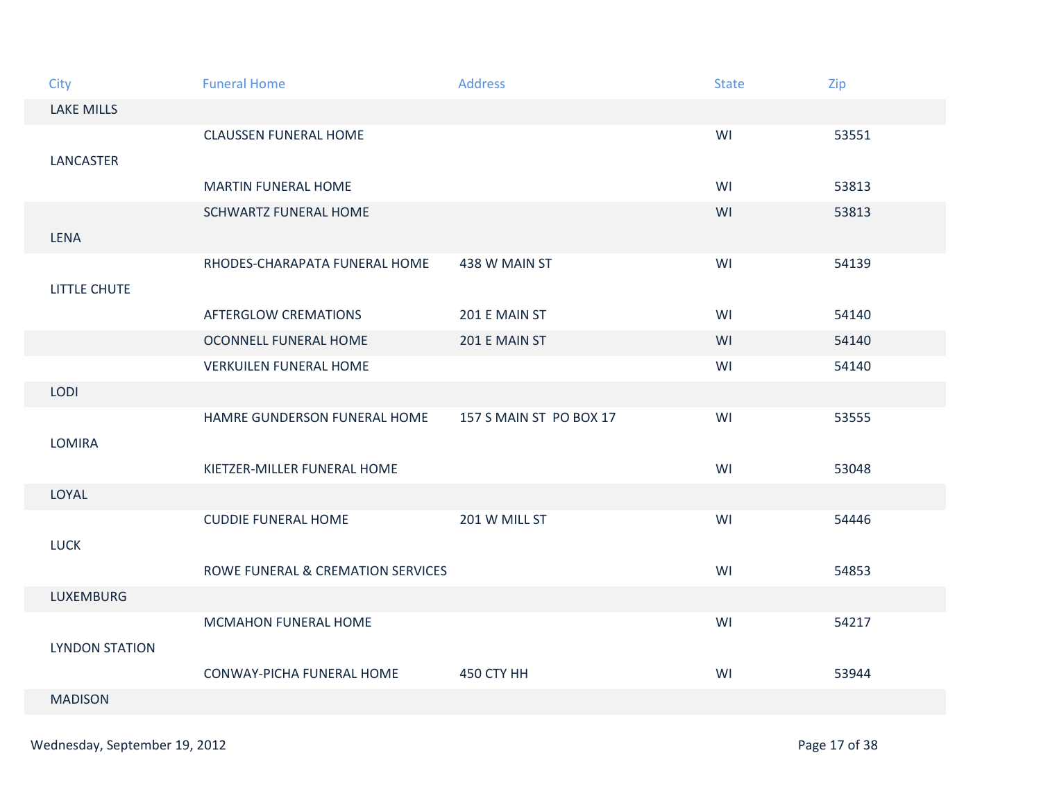| City | Funeral Home | Address | State | Zip |
|---|---|---|---|---|
| LAKE MILLS | | | | |
| | CLAUSSEN FUNERAL HOME | | WI | 53551 |
| LANCASTER | | | | |
| | MARTIN FUNERAL HOME | | WI | 53813 |
| | SCHWARTZ FUNERAL HOME | | WI | 53813 |
| LENA | | | | |
| | RHODES-CHARAPATA FUNERAL HOME | 438 W MAIN ST | WI | 54139 |
| LITTLE CHUTE | | | | |
| | AFTERGLOW CREMATIONS | 201 E MAIN ST | WI | 54140 |
| | OCONNELL FUNERAL HOME | 201 E MAIN ST | WI | 54140 |
| | VERKUILEN FUNERAL HOME | | WI | 54140 |
| LODI | | | | |
| | HAMRE GUNDERSON FUNERAL HOME | 157 S MAIN ST PO BOX 17 | WI | 53555 |
| LOMIRA | | | | |
| | KIETZER-MILLER FUNERAL HOME | | WI | 53048 |
| LOYAL | | | | |
| | CUDDIE FUNERAL HOME | 201 W MILL ST | WI | 54446 |
| LUCK | | | | |
| | ROWE FUNERAL & CREMATION SERVICES | | WI | 54853 |
| LUXEMBURG | | | | |
| | MCMAHON FUNERAL HOME | | WI | 54217 |
| LYNDON STATION | | | | |
| | CONWAY-PICHA FUNERAL HOME | 450 CTY HH | WI | 53944 |
| MADISON | | | | |

Wednesday, September 19, 2012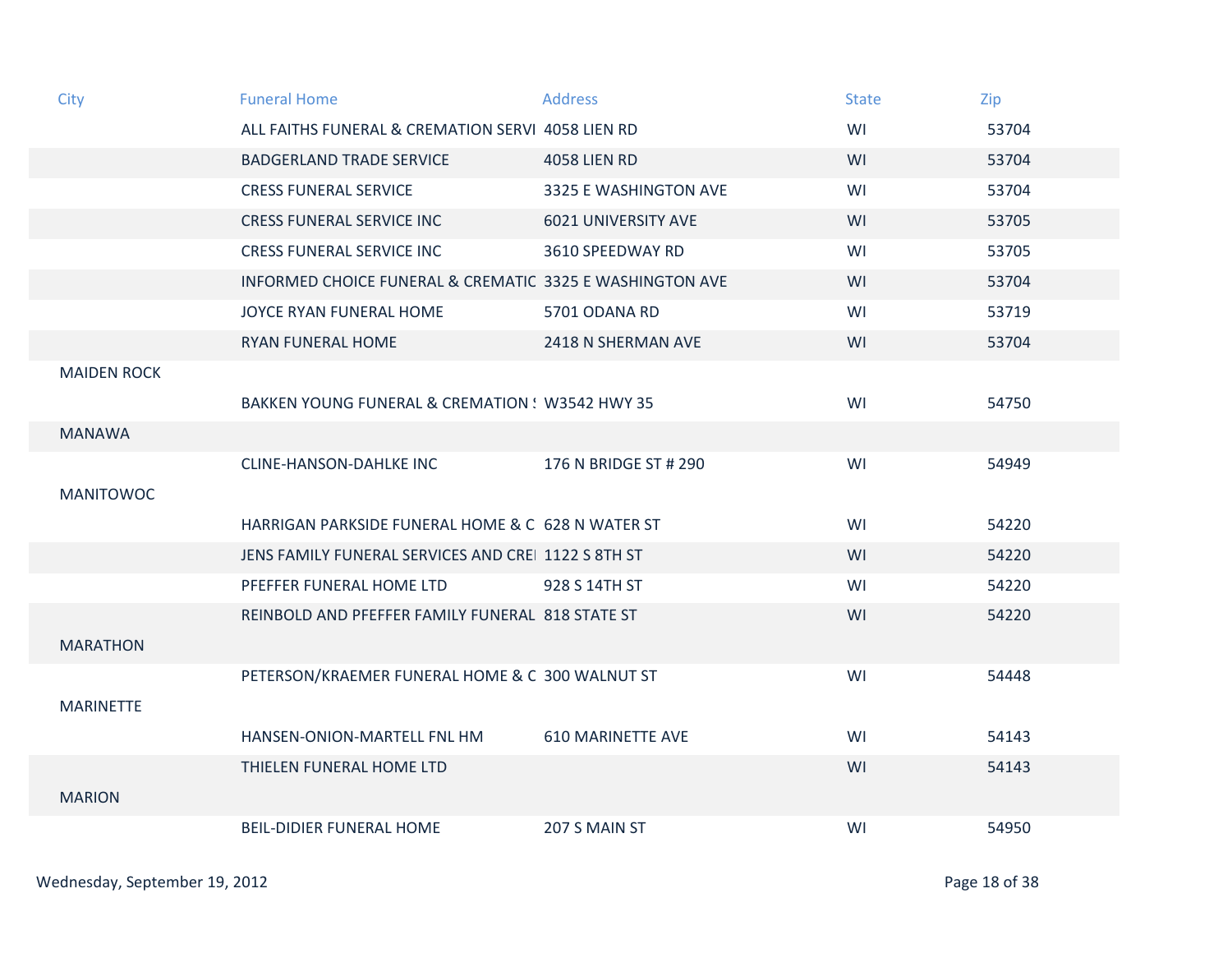| City | Funeral Home | Address | State | Zip |
|---|---|---|---|---|
| | ALL FAITHS FUNERAL & CREMATION SERVI | 4058 LIEN RD | WI | 53704 |
| | BADGERLAND TRADE SERVICE | 4058 LIEN RD | WI | 53704 |
| | CRESS FUNERAL SERVICE | 3325 E WASHINGTON AVE | WI | 53704 |
| | CRESS FUNERAL SERVICE INC | 6021 UNIVERSITY AVE | WI | 53705 |
| | CRESS FUNERAL SERVICE INC | 3610 SPEEDWAY RD | WI | 53705 |
| | INFORMED CHOICE FUNERAL & CREMATIC | 3325 E WASHINGTON AVE | WI | 53704 |
| | JOYCE RYAN FUNERAL HOME | 5701 ODANA RD | WI | 53719 |
| | RYAN FUNERAL HOME | 2418 N SHERMAN AVE | WI | 53704 |
| MAIDEN ROCK | | | | |
| | BAKKEN YOUNG FUNERAL & CREMATION ! | W3542 HWY 35 | WI | 54750 |
| MANAWA | | | | |
| | CLINE-HANSON-DAHLKE INC | 176 N BRIDGE ST # 290 | WI | 54949 |
| MANITOWOC | | | | |
| | HARRIGAN PARKSIDE FUNERAL HOME & C | 628 N WATER ST | WI | 54220 |
| | JENS FAMILY FUNERAL SERVICES AND CREI | 1122 S 8TH ST | WI | 54220 |
| | PFEFFER FUNERAL HOME LTD | 928 S 14TH ST | WI | 54220 |
| | REINBOLD AND PFEFFER FAMILY FUNERAL | 818 STATE ST | WI | 54220 |
| MARATHON | | | | |
| | PETERSON/KRAEMER FUNERAL HOME & C | 300 WALNUT ST | WI | 54448 |
| MARINETTE | | | | |
| | HANSEN-ONION-MARTELL FNL HM | 610 MARINETTE AVE | WI | 54143 |
| | THIELEN FUNERAL HOME LTD | | WI | 54143 |
| MARION | | | | |
| | BEIL-DIDIER FUNERAL HOME | 207 S MAIN ST | WI | 54950 |

Wednesday, September 19, 2012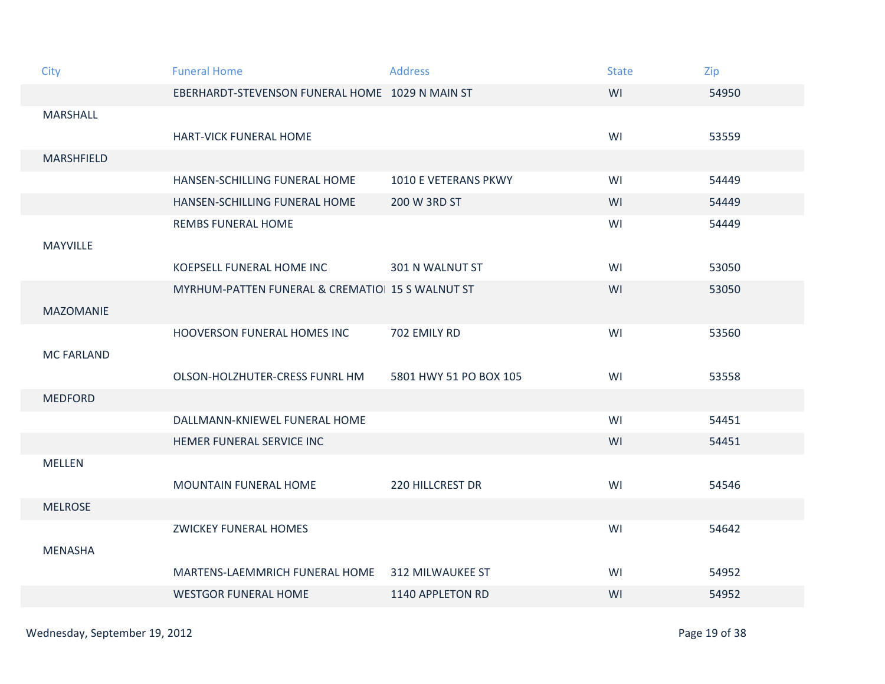| City | Funeral Home | Address | State | Zip |
|---|---|---|---|---|
| | EBERHARDT-STEVENSON FUNERAL HOME | 1029 N MAIN ST | WI | 54950 |
| MARSHALL | | | | |
| | HART-VICK FUNERAL HOME | | WI | 53559 |
| MARSHFIELD | | | | |
| | HANSEN-SCHILLING FUNERAL HOME | 1010 E VETERANS PKWY | WI | 54449 |
| | HANSEN-SCHILLING FUNERAL HOME | 200 W 3RD ST | WI | 54449 |
| | REMBS FUNERAL HOME | | WI | 54449 |
| MAYVILLE | | | | |
| | KOEPSELL FUNERAL HOME INC | 301 N WALNUT ST | WI | 53050 |
| | MYRHUM-PATTEN FUNERAL & CREMATIO | 15 S WALNUT ST | WI | 53050 |
| MAZOMANIE | | | | |
| | HOOVERSON FUNERAL HOMES INC | 702 EMILY RD | WI | 53560 |
| MC FARLAND | | | | |
| | OLSON-HOLZHUTER-CRESS FUNRL HM | 5801 HWY 51 PO BOX 105 | WI | 53558 |
| MEDFORD | | | | |
| | DALLMANN-KNIEWEL FUNERAL HOME | | WI | 54451 |
| | HEMER FUNERAL SERVICE INC | | WI | 54451 |
| MELLEN | | | | |
| | MOUNTAIN FUNERAL HOME | 220 HILLCREST DR | WI | 54546 |
| MELROSE | | | | |
| | ZWICKEY FUNERAL HOMES | | WI | 54642 |
| MENASHA | | | | |
| | MARTENS-LAEMMRICH FUNERAL HOME | 312 MILWAUKEE ST | WI | 54952 |
| | WESTGOR FUNERAL HOME | 1140 APPLETON RD | WI | 54952 |

Wednesday, September 19, 2012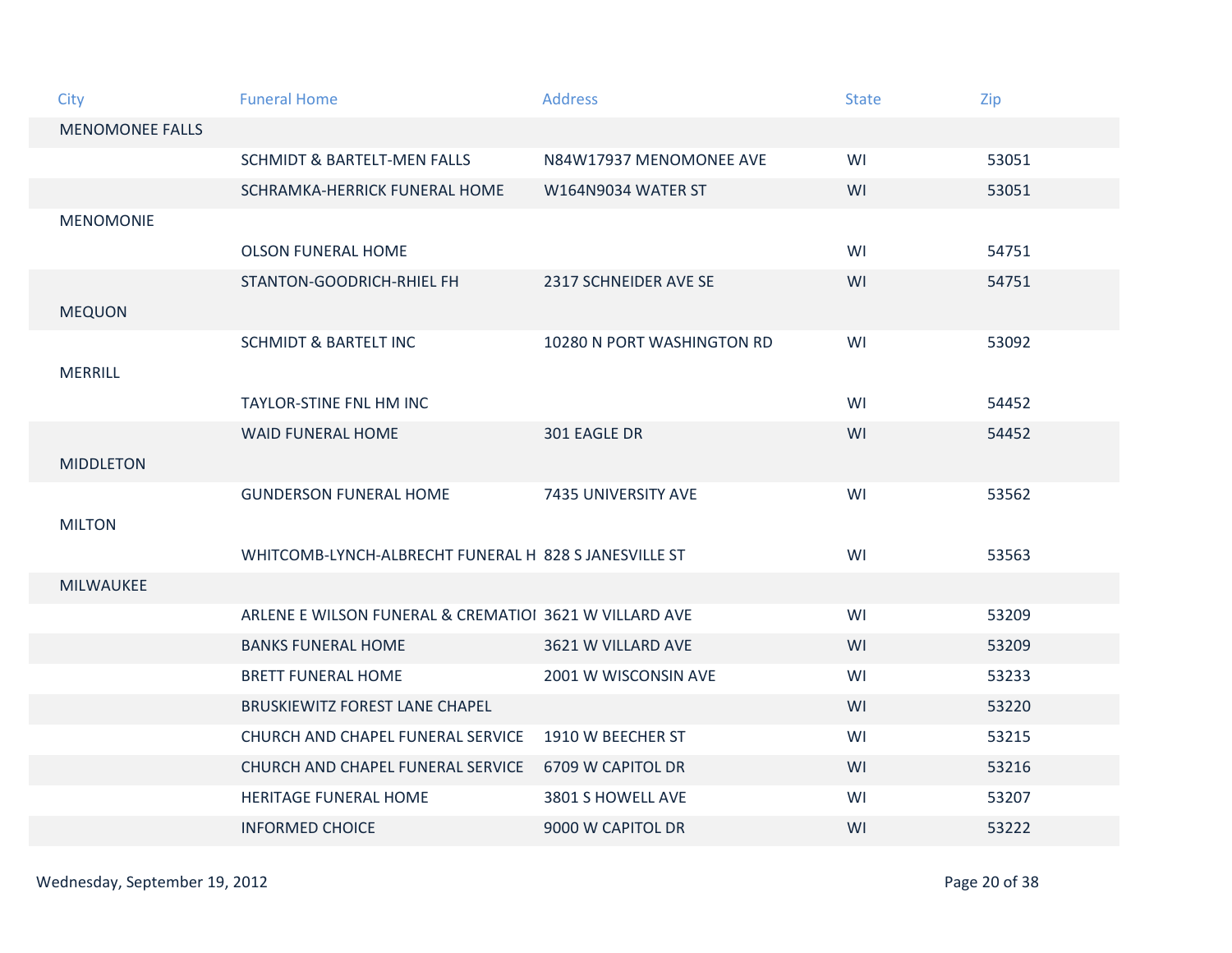| City | Funeral Home | Address | State | Zip |
|---|---|---|---|---|
| MENOMONEE FALLS | | | | |
| | SCHMIDT & BARTELT-MEN FALLS | N84W17937 MENOMONEE AVE | WI | 53051 |
| | SCHRAMKA-HERRICK FUNERAL HOME | W164N9034 WATER ST | WI | 53051 |
| MENOMONIE | | | | |
| | OLSON FUNERAL HOME | | WI | 54751 |
| | STANTON-GOODRICH-RHIEL FH | 2317 SCHNEIDER AVE SE | WI | 54751 |
| MEQUON | | | | |
| | SCHMIDT & BARTELT INC | 10280 N PORT WASHINGTON RD | WI | 53092 |
| MERRILL | | | | |
| | TAYLOR-STINE FNL HM INC | | WI | 54452 |
| | WAID FUNERAL HOME | 301 EAGLE DR | WI | 54452 |
| MIDDLETON | | | | |
| | GUNDERSON FUNERAL HOME | 7435 UNIVERSITY AVE | WI | 53562 |
| MILTON | | | | |
| | WHITCOMB-LYNCH-ALBRECHT FUNERAL H | 828 S JANESVILLE ST | WI | 53563 |
| MILWAUKEE | | | | |
| | ARLENE E WILSON FUNERAL & CREMATIOI | 3621 W VILLARD AVE | WI | 53209 |
| | BANKS FUNERAL HOME | 3621 W VILLARD AVE | WI | 53209 |
| | BRETT FUNERAL HOME | 2001 W WISCONSIN AVE | WI | 53233 |
| | BRUSKIEWITZ FOREST LANE CHAPEL | | WI | 53220 |
| | CHURCH AND CHAPEL FUNERAL SERVICE | 1910 W BEECHER ST | WI | 53215 |
| | CHURCH AND CHAPEL FUNERAL SERVICE | 6709 W CAPITOL DR | WI | 53216 |
| | HERITAGE FUNERAL HOME | 3801 S HOWELL AVE | WI | 53207 |
| | INFORMED CHOICE | 9000 W CAPITOL DR | WI | 53222 |

Wednesday, September 19, 2012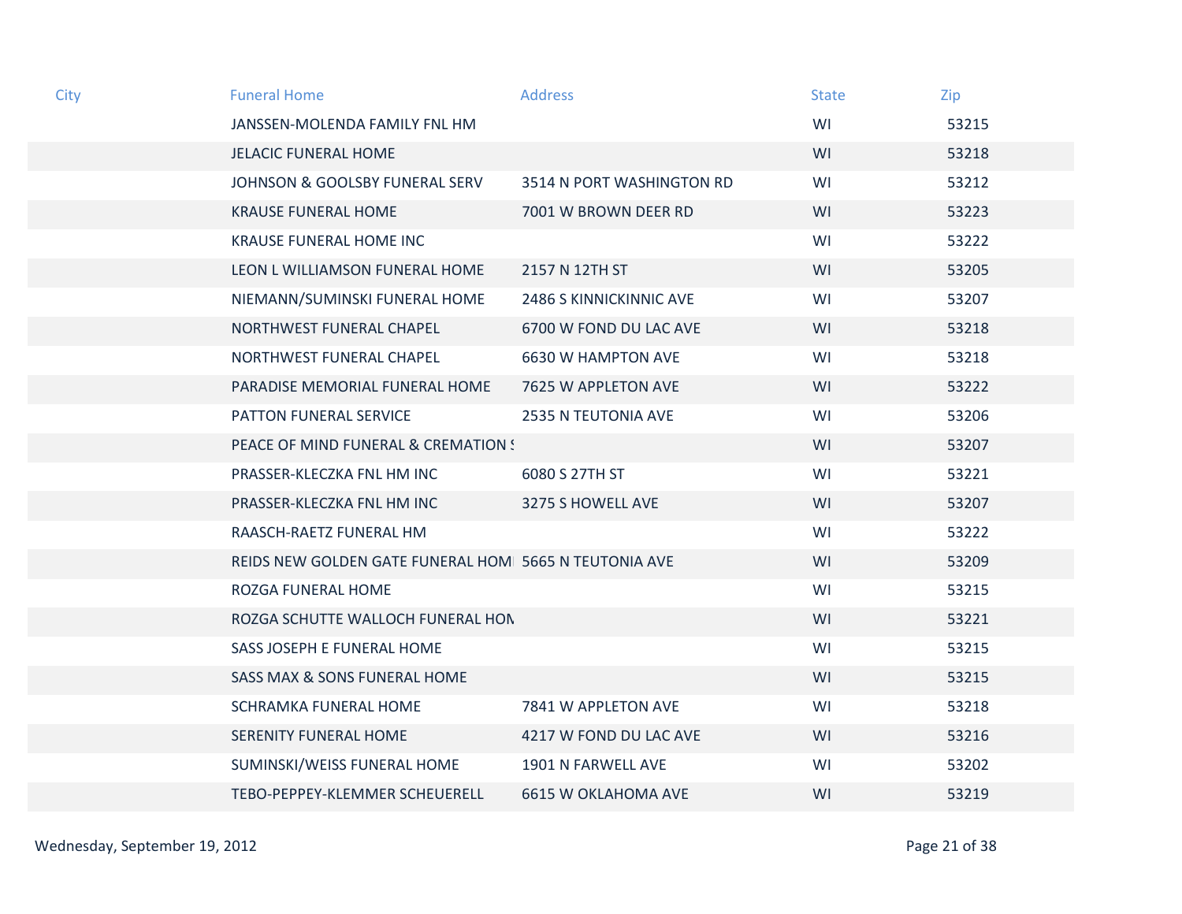| City | Funeral Home | Address | State | Zip |
|---|---|---|---|---|
| | JANSSEN-MOLENDA FAMILY FNL HM | | WI | 53215 |
| | JELACIC FUNERAL HOME | | WI | 53218 |
| | JOHNSON & GOOLSBY FUNERAL SERV | 3514 N PORT WASHINGTON RD | WI | 53212 |
| | KRAUSE FUNERAL HOME | 7001 W BROWN DEER RD | WI | 53223 |
| | KRAUSE FUNERAL HOME INC | | WI | 53222 |
| | LEON L WILLIAMSON FUNERAL HOME | 2157 N 12TH ST | WI | 53205 |
| | NIEMANN/SUMINSKI FUNERAL HOME | 2486 S KINNICKINNIC AVE | WI | 53207 |
| | NORTHWEST FUNERAL CHAPEL | 6700 W FOND DU LAC AVE | WI | 53218 |
| | NORTHWEST FUNERAL CHAPEL | 6630 W HAMPTON AVE | WI | 53218 |
| | PARADISE MEMORIAL FUNERAL HOME | 7625 W APPLETON AVE | WI | 53222 |
| | PATTON FUNERAL SERVICE | 2535 N TEUTONIA AVE | WI | 53206 |
| | PEACE OF MIND FUNERAL & CREMATION S | | WI | 53207 |
| | PRASSER-KLECZKA FNL HM INC | 6080 S 27TH ST | WI | 53221 |
| | PRASSER-KLECZKA FNL HM INC | 3275 S HOWELL AVE | WI | 53207 |
| | RAASCH-RAETZ FUNERAL HM | | WI | 53222 |
| | REIDS NEW GOLDEN GATE FUNERAL HOM | 5665 N TEUTONIA AVE | WI | 53209 |
| | ROZGA FUNERAL HOME | | WI | 53215 |
| | ROZGA SCHUTTE WALLOCH FUNERAL HON | | WI | 53221 |
| | SASS JOSEPH E FUNERAL HOME | | WI | 53215 |
| | SASS MAX & SONS FUNERAL HOME | | WI | 53215 |
| | SCHRAMKA FUNERAL HOME | 7841 W APPLETON AVE | WI | 53218 |
| | SERENITY FUNERAL HOME | 4217 W FOND DU LAC AVE | WI | 53216 |
| | SUMINSKI/WEISS FUNERAL HOME | 1901 N FARWELL AVE | WI | 53202 |
| | TEBO-PEPPEY-KLEMMER SCHEUERELL | 6615 W OKLAHOMA AVE | WI | 53219 |

Wednesday, September 19, 2012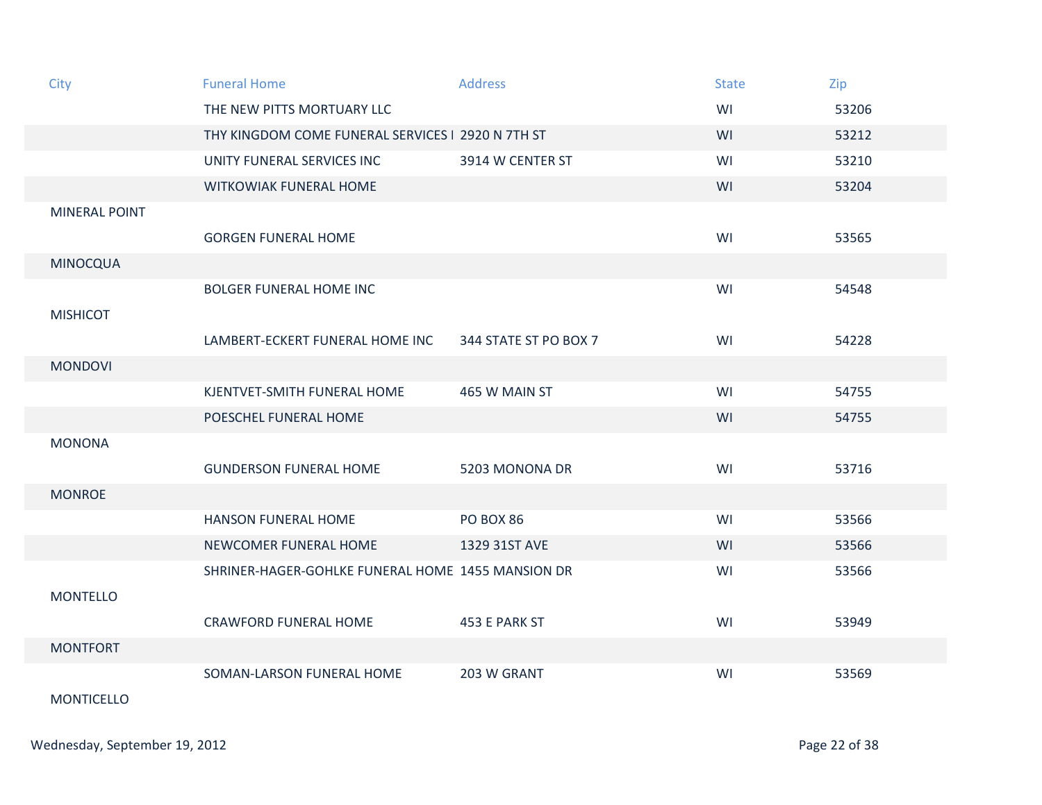| City | Funeral Home | Address | State | Zip |
|---|---|---|---|---|
| | THE NEW PITTS MORTUARY LLC | | WI | 53206 |
| | THY KINGDOM COME FUNERAL SERVICES I | 2920 N 7TH ST | WI | 53212 |
| | UNITY FUNERAL SERVICES INC | 3914 W CENTER ST | WI | 53210 |
| | WITKOWIAK FUNERAL HOME | | WI | 53204 |
| MINERAL POINT | | | | |
| | GORGEN FUNERAL HOME | | WI | 53565 |
| MINOCQUA | | | | |
| | BOLGER FUNERAL HOME INC | | WI | 54548 |
| MISHICOT | | | | |
| | LAMBERT-ECKERT FUNERAL HOME INC | 344 STATE ST PO BOX 7 | WI | 54228 |
| MONDOVI | | | | |
| | KJENTVET-SMITH FUNERAL HOME | 465 W MAIN ST | WI | 54755 |
| | POESCHEL FUNERAL HOME | | WI | 54755 |
| MONONA | | | | |
| | GUNDERSON FUNERAL HOME | 5203 MONONA DR | WI | 53716 |
| MONROE | | | | |
| | HANSON FUNERAL HOME | PO BOX 86 | WI | 53566 |
| | NEWCOMER FUNERAL HOME | 1329 31ST AVE | WI | 53566 |
| | SHRINER-HAGER-GOHLKE FUNERAL HOME | 1455 MANSION DR | WI | 53566 |
| MONTELLO | | | | |
| | CRAWFORD FUNERAL HOME | 453 E PARK ST | WI | 53949 |
| MONTFORT | | | | |
| | SOMAN-LARSON FUNERAL HOME | 203 W GRANT | WI | 53569 |
| MONTICELLO | | | | |

Wednesday, September 19, 2012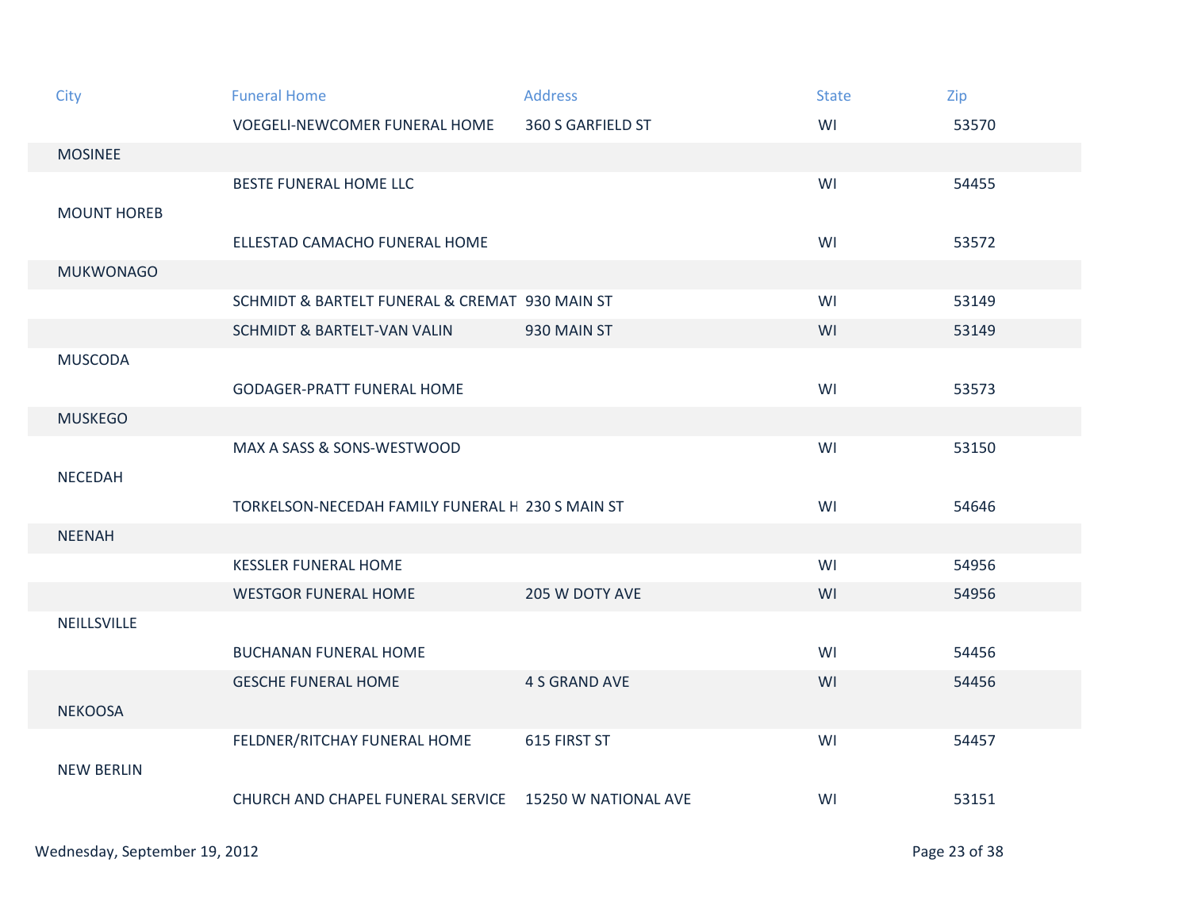| City | Funeral Home | Address | State | Zip |
| --- | --- | --- | --- | --- |
| | VOEGELI-NEWCOMER FUNERAL HOME | 360 S GARFIELD ST | WI | 53570 |
| MOSINEE | | | | |
| | BESTE FUNERAL HOME LLC | | WI | 54455 |
| MOUNT HOREB | | | | |
| | ELLESTAD CAMACHO FUNERAL HOME | | WI | 53572 |
| MUKWONAGO | | | | |
| | SCHMIDT & BARTELT FUNERAL & CREMAT | 930 MAIN ST | WI | 53149 |
| | SCHMIDT & BARTELT-VAN VALIN | 930 MAIN ST | WI | 53149 |
| MUSCODA | | | | |
| | GODAGER-PRATT FUNERAL HOME | | WI | 53573 |
| MUSKEGO | | | | |
| | MAX A SASS & SONS-WESTWOOD | | WI | 53150 |
| NECEDAH | | | | |
| | TORKELSON-NECEDAH FAMILY FUNERAL H | 230 S MAIN ST | WI | 54646 |
| NEENAH | | | | |
| | KESSLER FUNERAL HOME | | WI | 54956 |
| | WESTGOR FUNERAL HOME | 205 W DOTY AVE | WI | 54956 |
| NEILLSVILLE | | | | |
| | BUCHANAN FUNERAL HOME | | WI | 54456 |
| | GESCHE FUNERAL HOME | 4 S GRAND AVE | WI | 54456 |
| NEKOOSA | | | | |
| | FELDNER/RITCHAY FUNERAL HOME | 615 FIRST ST | WI | 54457 |
| NEW BERLIN | | | | |
| | CHURCH AND CHAPEL FUNERAL SERVICE | 15250 W NATIONAL AVE | WI | 53151 |

Wednesday, September 19, 2012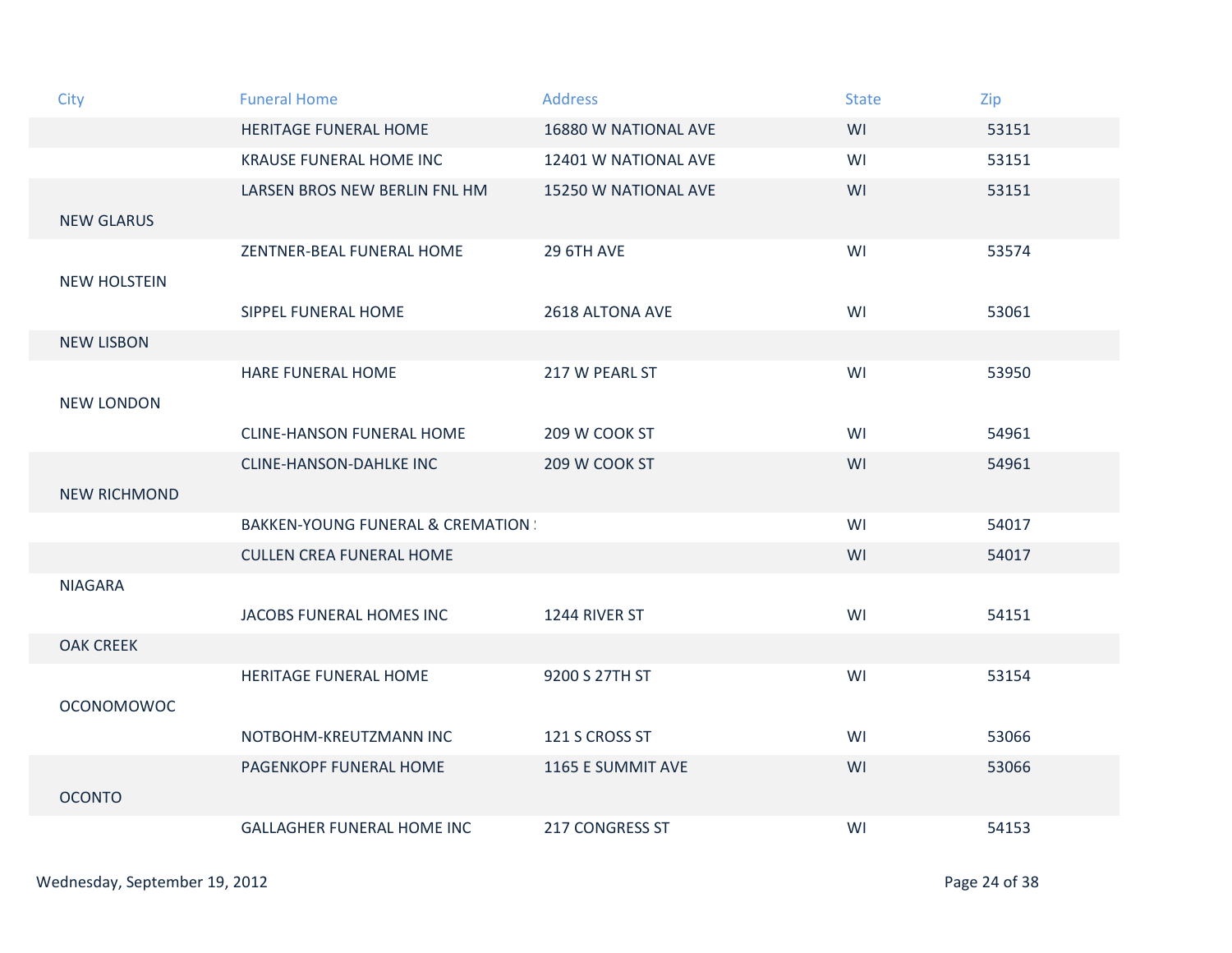| City | Funeral Home | Address | State | Zip |
|---|---|---|---|---|
| | HERITAGE FUNERAL HOME | 16880 W NATIONAL AVE | WI | 53151 |
| | KRAUSE FUNERAL HOME INC | 12401 W NATIONAL AVE | WI | 53151 |
| | LARSEN BROS NEW BERLIN FNL HM | 15250 W NATIONAL AVE | WI | 53151 |
| NEW GLARUS | | | | |
| | ZENTNER-BEAL FUNERAL HOME | 29 6TH AVE | WI | 53574 |
| NEW HOLSTEIN | | | | |
| | SIPPEL FUNERAL HOME | 2618 ALTONA AVE | WI | 53061 |
| NEW LISBON | | | | |
| | HARE FUNERAL HOME | 217 W PEARL ST | WI | 53950 |
| NEW LONDON | | | | |
| | CLINE-HANSON FUNERAL HOME | 209 W COOK ST | WI | 54961 |
| | CLINE-HANSON-DAHLKE INC | 209 W COOK ST | WI | 54961 |
| NEW RICHMOND | | | | |
| | BAKKEN-YOUNG FUNERAL & CREMATION ! | | WI | 54017 |
| | CULLEN CREA FUNERAL HOME | | WI | 54017 |
| NIAGARA | | | | |
| | JACOBS FUNERAL HOMES INC | 1244 RIVER ST | WI | 54151 |
| OAK CREEK | | | | |
| | HERITAGE FUNERAL HOME | 9200 S 27TH ST | WI | 53154 |
| OCONOMOWOC | | | | |
| | NOTBOHM-KREUTZMANN INC | 121 S CROSS ST | WI | 53066 |
| | PAGENKOPF FUNERAL HOME | 1165 E SUMMIT AVE | WI | 53066 |
| OCONTO | | | | |
| | GALLAGHER FUNERAL HOME INC | 217 CONGRESS ST | WI | 54153 |

Wednesday, September 19, 2012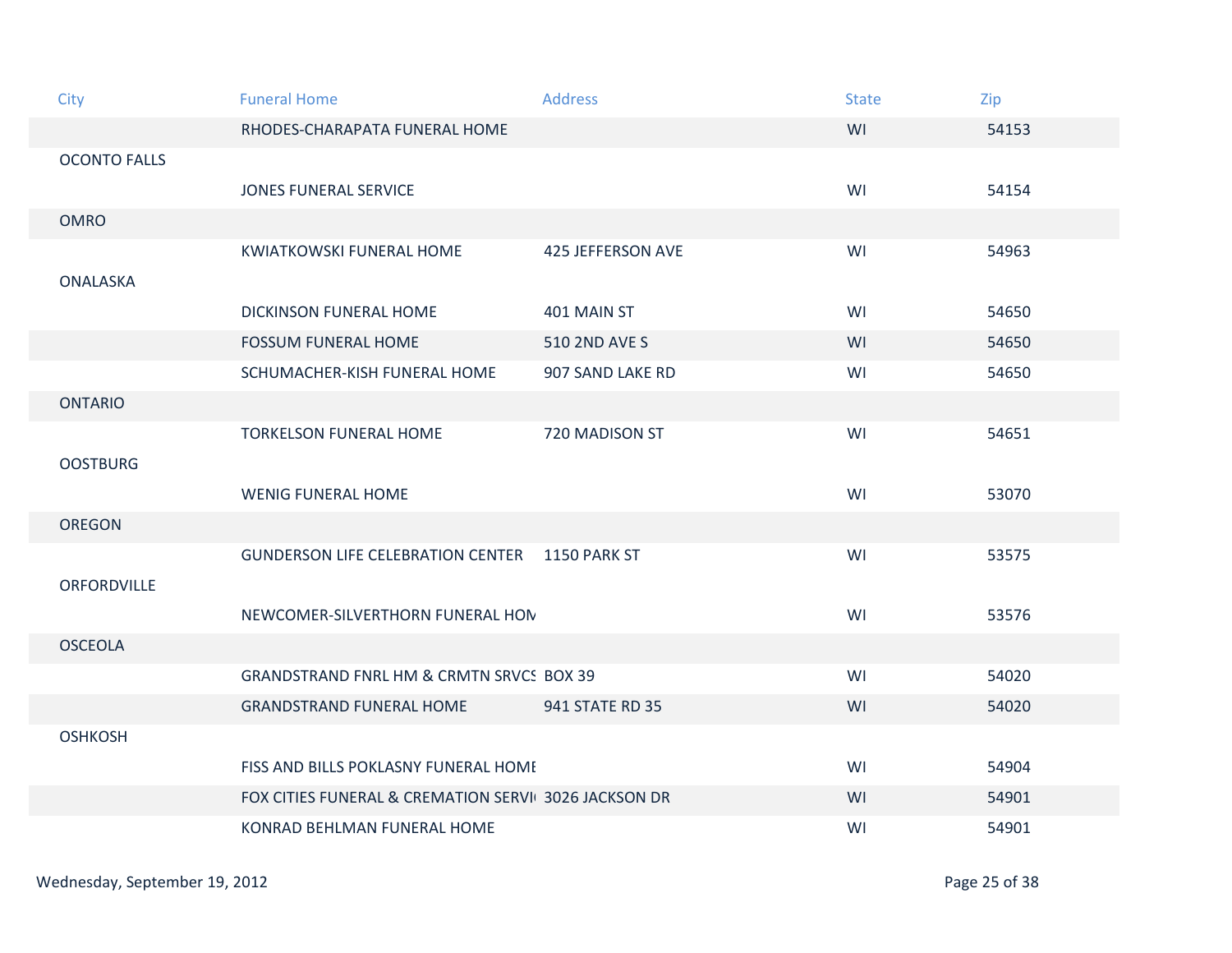| City | Funeral Home | Address | State | Zip |
|---|---|---|---|---|
| | RHODES-CHARAPATA FUNERAL HOME | | WI | 54153 |
| OCONTO FALLS | | | | |
| | JONES FUNERAL SERVICE | | WI | 54154 |
| OMRO | | | | |
| | KWIATKOWSKI FUNERAL HOME | 425 JEFFERSON AVE | WI | 54963 |
| ONALASKA | | | | |
| | DICKINSON FUNERAL HOME | 401 MAIN ST | WI | 54650 |
| | FOSSUM FUNERAL HOME | 510 2ND AVE S | WI | 54650 |
| | SCHUMACHER-KISH FUNERAL HOME | 907 SAND LAKE RD | WI | 54650 |
| ONTARIO | | | | |
| | TORKELSON FUNERAL HOME | 720 MADISON ST | WI | 54651 |
| OOSTBURG | | | | |
| | WENIG FUNERAL HOME | | WI | 53070 |
| OREGON | | | | |
| | GUNDERSON LIFE CELEBRATION CENTER | 1150 PARK ST | WI | 53575 |
| ORFORDVILLE | | | | |
| | NEWCOMER-SILVERTHORN FUNERAL HOM | | WI | 53576 |
| OSCEOLA | | | | |
| | GRANDSTRAND FNRL HM & CRMTN SRVCS | BOX 39 | WI | 54020 |
| | GRANDSTRAND FUNERAL HOME | 941 STATE RD 35 | WI | 54020 |
| OSHKOSH | | | | |
| | FISS AND BILLS POKLASNY FUNERAL HOME | | WI | 54904 |
| | FOX CITIES FUNERAL & CREMATION SERVI | 3026 JACKSON DR | WI | 54901 |
| | KONRAD BEHLMAN FUNERAL HOME | | WI | 54901 |

Wednesday, September 19, 2012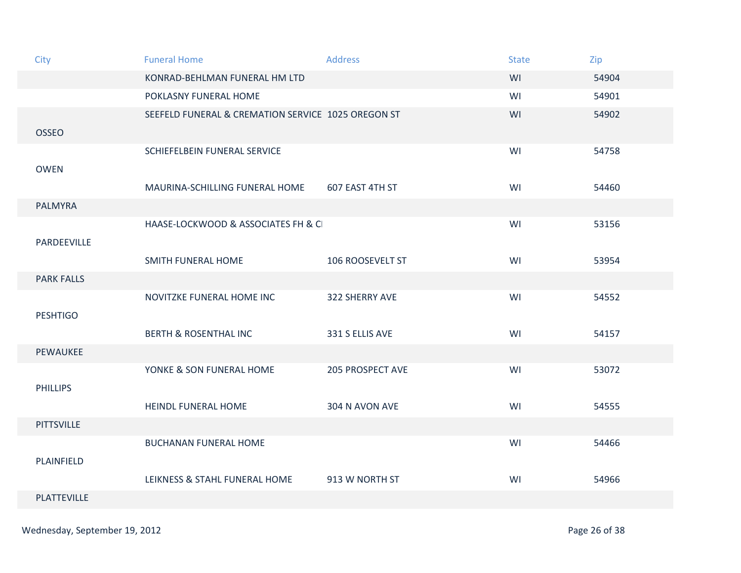| City | Funeral Home | Address | State | Zip |
|---|---|---|---|---|
| | KONRAD-BEHLMAN FUNERAL HM LTD | | WI | 54904 |
| | POKLASNY FUNERAL HOME | | WI | 54901 |
| | SEEFELD FUNERAL & CREMATION SERVICE | 1025 OREGON ST | WI | 54902 |
| OSSEO | | | | |
| | SCHIEFELBEIN FUNERAL SERVICE | | WI | 54758 |
| OWEN | | | | |
| | MAURINA-SCHILLING FUNERAL HOME | 607 EAST 4TH ST | WI | 54460 |
| PALMYRA | | | | |
| | HAASE-LOCKWOOD & ASSOCIATES FH & CI | | WI | 53156 |
| PARDEEVILLE | | | | |
| | SMITH FUNERAL HOME | 106 ROOSEVELT ST | WI | 53954 |
| PARK FALLS | | | | |
| | NOVITZKE FUNERAL HOME INC | 322 SHERRY AVE | WI | 54552 |
| PESHTIGO | | | | |
| | BERTH & ROSENTHAL INC | 331 S ELLIS AVE | WI | 54157 |
| PEWAUKEE | | | | |
| | YONKE & SON FUNERAL HOME | 205 PROSPECT AVE | WI | 53072 |
| PHILLIPS | | | | |
| | HEINDL FUNERAL HOME | 304 N AVON AVE | WI | 54555 |
| PITTSVILLE | | | | |
| | BUCHANAN FUNERAL HOME | | WI | 54466 |
| PLAINFIELD | | | | |
| | LEIKNESS & STAHL FUNERAL HOME | 913 W NORTH ST | WI | 54966 |
| PLATTEVILLE | | | | |

Wednesday, September 19, 2012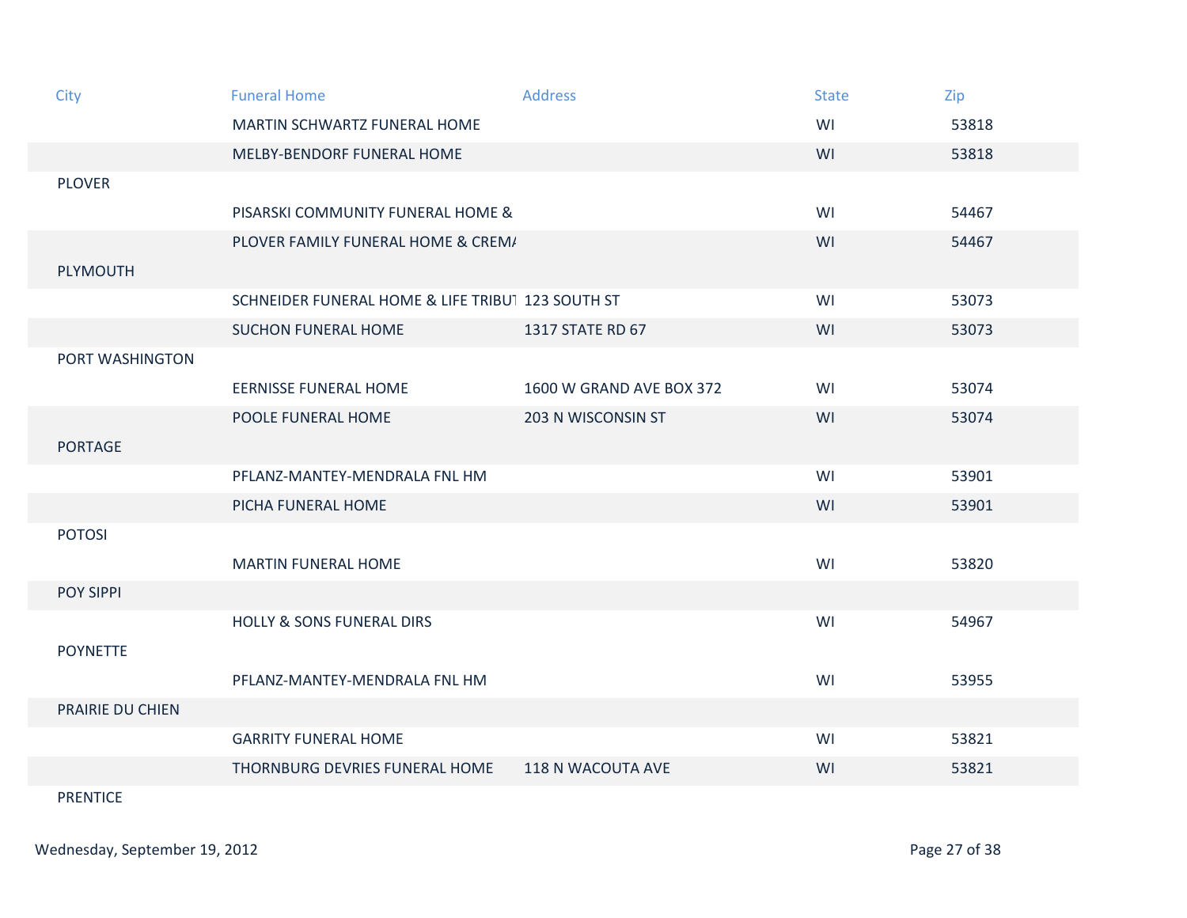| City | Funeral Home | Address | State | Zip |
|---|---|---|---|---|
| | MARTIN SCHWARTZ FUNERAL HOME | | WI | 53818 |
| | MELBY-BENDORF FUNERAL HOME | | WI | 53818 |
| PLOVER | | | | |
| | PISARSKI COMMUNITY FUNERAL HOME & | | WI | 54467 |
| | PLOVER FAMILY FUNERAL HOME & CREMA | | WI | 54467 |
| PLYMOUTH | | | | |
| | SCHNEIDER FUNERAL HOME & LIFE TRIBUT | 123 SOUTH ST | WI | 53073 |
| | SUCHON FUNERAL HOME | 1317 STATE RD 67 | WI | 53073 |
| PORT WASHINGTON | | | | |
| | EERNISSE FUNERAL HOME | 1600 W GRAND AVE BOX 372 | WI | 53074 |
| | POOLE FUNERAL HOME | 203 N WISCONSIN ST | WI | 53074 |
| PORTAGE | | | | |
| | PFLANZ-MANTEY-MENDRALA FNL HM | | WI | 53901 |
| | PICHA FUNERAL HOME | | WI | 53901 |
| POTOSI | | | | |
| | MARTIN FUNERAL HOME | | WI | 53820 |
| POY SIPPI | | | | |
| | HOLLY & SONS FUNERAL DIRS | | WI | 54967 |
| POYNETTE | | | | |
| | PFLANZ-MANTEY-MENDRALA FNL HM | | WI | 53955 |
| PRAIRIE DU CHIEN | | | | |
| | GARRITY FUNERAL HOME | | WI | 53821 |
| | THORNBURG DEVRIES FUNERAL HOME | 118 N WACOUTA AVE | WI | 53821 |
| PRENTICE | | | | |

Wednesday, September 19, 2012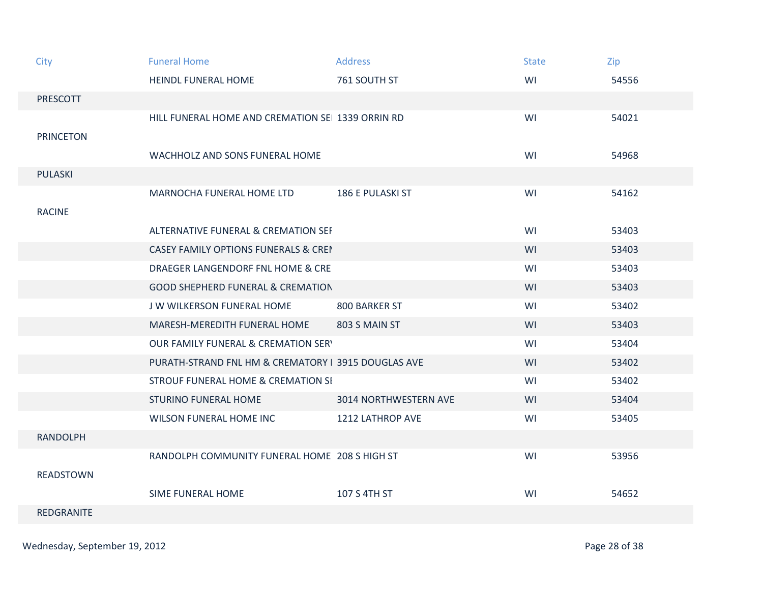| City | Funeral Home | Address | State | Zip |
|---|---|---|---|---|
| | HEINDL FUNERAL HOME | 761 SOUTH ST | WI | 54556 |
| PRESCOTT | | | | |
| | HILL FUNERAL HOME AND CREMATION SE | 1339 ORRIN RD | WI | 54021 |
| PRINCETON | | | | |
| | WACHHOLZ AND SONS FUNERAL HOME | | WI | 54968 |
| PULASKI | | | | |
| | MARNOCHA FUNERAL HOME LTD | 186 E PULASKI ST | WI | 54162 |
| RACINE | | | | |
| | ALTERNATIVE FUNERAL & CREMATION SEI | | WI | 53403 |
| | CASEY FAMILY OPTIONS FUNERALS & CREI | | WI | 53403 |
| | DRAEGER LANGENDORF FNL HOME & CRE | | WI | 53403 |
| | GOOD SHEPHERD FUNERAL & CREMATION | | WI | 53403 |
| | J W WILKERSON FUNERAL HOME | 800 BARKER ST | WI | 53402 |
| | MARESH-MEREDITH FUNERAL HOME | 803 S MAIN ST | WI | 53403 |
| | OUR FAMILY FUNERAL & CREMATION SER | | WI | 53404 |
| | PURATH-STRAND FNL HM & CREMATORY I | 3915 DOUGLAS AVE | WI | 53402 |
| | STROUF FUNERAL HOME & CREMATION SI | | WI | 53402 |
| | STURINO FUNERAL HOME | 3014 NORTHWESTERN AVE | WI | 53404 |
| | WILSON FUNERAL HOME INC | 1212 LATHROP AVE | WI | 53405 |
| RANDOLPH | | | | |
| | RANDOLPH COMMUNITY FUNERAL HOME | 208 S HIGH ST | WI | 53956 |
| READSTOWN | | | | |
| | SIME FUNERAL HOME | 107 S 4TH ST | WI | 54652 |
| REDGRANITE | | | | |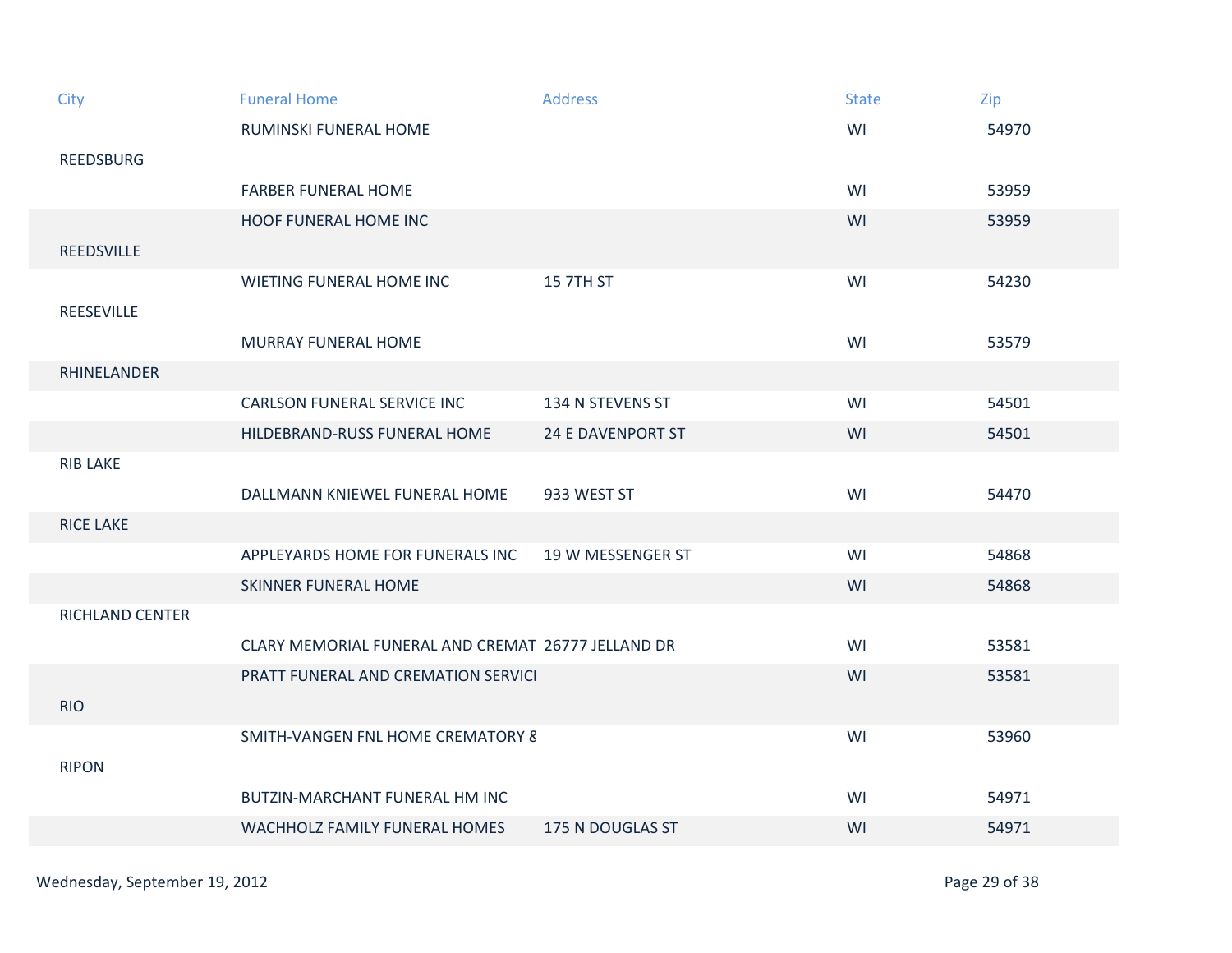| City | Funeral Home | Address | State | Zip |
| --- | --- | --- | --- | --- |
| | RUMINSKI FUNERAL HOME | | WI | 54970 |
| REEDSBURG | | | | |
| | FARBER FUNERAL HOME | | WI | 53959 |
| | HOOF FUNERAL HOME INC | | WI | 53959 |
| REEDSVILLE | | | | |
| | WIETING FUNERAL HOME INC | 15 7TH ST | WI | 54230 |
| REESEVILLE | | | | |
| | MURRAY FUNERAL HOME | | WI | 53579 |
| RHINELANDER | | | | |
| | CARLSON FUNERAL SERVICE INC | 134 N STEVENS ST | WI | 54501 |
| | HILDEBRAND-RUSS FUNERAL HOME | 24 E DAVENPORT ST | WI | 54501 |
| RIB LAKE | | | | |
| | DALLMANN KNIEWEL FUNERAL HOME | 933 WEST ST | WI | 54470 |
| RICE LAKE | | | | |
| | APPLEYARDS HOME FOR FUNERALS INC | 19 W MESSENGER ST | WI | 54868 |
| | SKINNER FUNERAL HOME | | WI | 54868 |
| RICHLAND CENTER | | | | |
| | CLARY MEMORIAL FUNERAL AND CREMAT | 26777 JELLAND DR | WI | 53581 |
| | PRATT FUNERAL AND CREMATION SERVICI | | WI | 53581 |
| RIO | | | | |
| | SMITH-VANGEN FNL HOME CREMATORY & | | WI | 53960 |
| RIPON | | | | |
| | BUTZIN-MARCHANT FUNERAL HM INC | | WI | 54971 |
| | WACHHOLZ FAMILY FUNERAL HOMES | 175 N DOUGLAS ST | WI | 54971 |

Wednesday, September 19, 2012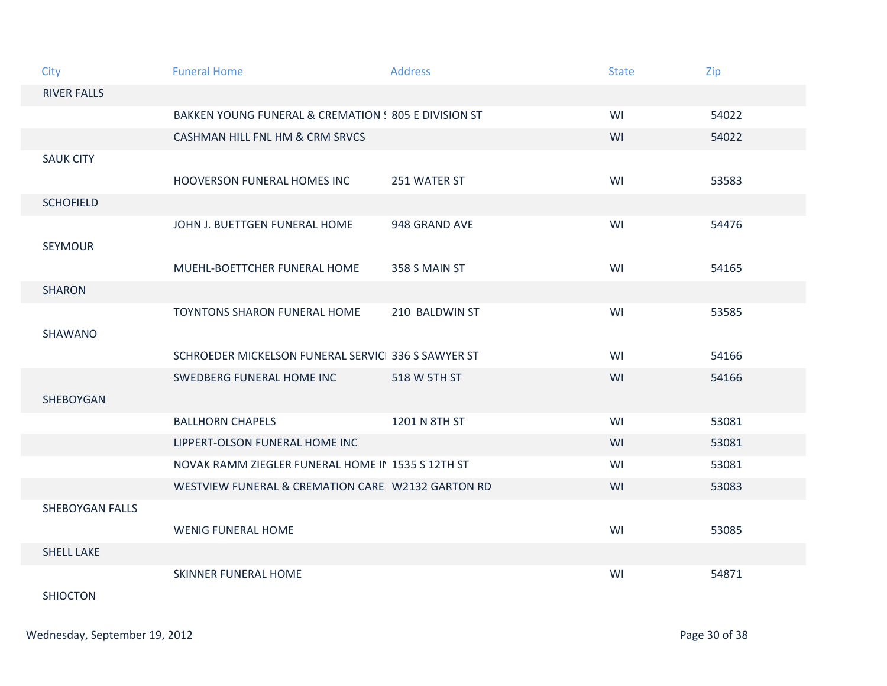| City | Funeral Home | Address | State | Zip |
|---|---|---|---|---|
| RIVER FALLS | | | | |
| | BAKKEN YOUNG FUNERAL & CREMATION S | 805 E DIVISION ST | WI | 54022 |
| | CASHMAN HILL FNL HM & CRM SRVCS | | WI | 54022 |
| SAUK CITY | | | | |
| | HOOVERSON FUNERAL HOMES INC | 251 WATER ST | WI | 53583 |
| SCHOFIELD | | | | |
| | JOHN J. BUETTGEN FUNERAL HOME | 948 GRAND AVE | WI | 54476 |
| SEYMOUR | | | | |
| | MUEHL-BOETTCHER FUNERAL HOME | 358 S MAIN ST | WI | 54165 |
| SHARON | | | | |
| | TOYNTONS SHARON FUNERAL HOME | 210 BALDWIN ST | WI | 53585 |
| SHAWANO | | | | |
| | SCHROEDER MICKELSON FUNERAL SERVIC | 336 S SAWYER ST | WI | 54166 |
| | SWEDBERG FUNERAL HOME INC | 518 W 5TH ST | WI | 54166 |
| SHEBOYGAN | | | | |
| | BALLHORN CHAPELS | 1201 N 8TH ST | WI | 53081 |
| | LIPPERT-OLSON FUNERAL HOME INC | | WI | 53081 |
| | NOVAK RAMM ZIEGLER FUNERAL HOME IN | 1535 S 12TH ST | WI | 53081 |
| | WESTVIEW FUNERAL & CREMATION CARE | W2132 GARTON RD | WI | 53083 |
| SHEBOYGAN FALLS | | | | |
| | WENIG FUNERAL HOME | | WI | 53085 |
| SHELL LAKE | | | | |
| | SKINNER FUNERAL HOME | | WI | 54871 |
| SHIOCTON | | | | |

Wednesday, September 19, 2012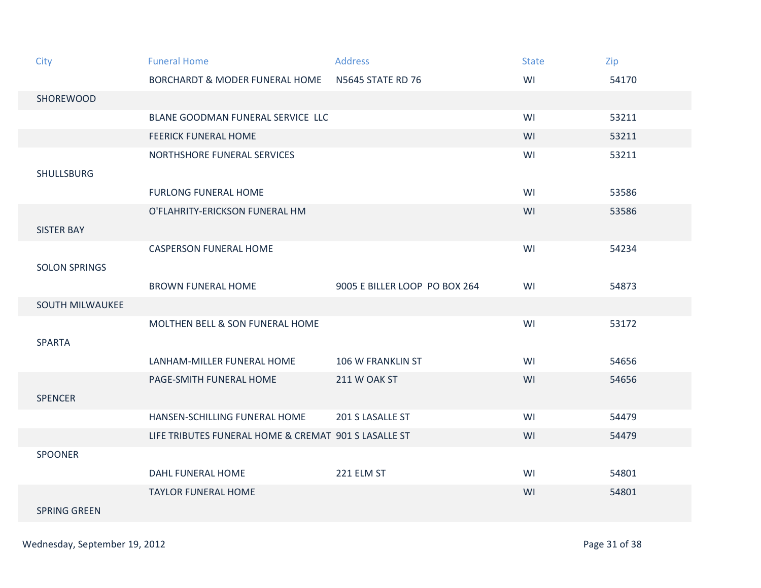| City | Funeral Home | Address | State | Zip |
|---|---|---|---|---|
| | BORCHARDT & MODER FUNERAL HOME | N5645 STATE RD 76 | WI | 54170 |
| SHOREWOOD | | | | |
| | BLANE GOODMAN FUNERAL SERVICE LLC | | WI | 53211 |
| | FEERICK FUNERAL HOME | | WI | 53211 |
| | NORTHSHORE FUNERAL SERVICES | | WI | 53211 |
| SHULLSBURG | | | | |
| | FURLONG FUNERAL HOME | | WI | 53586 |
| | O'FLAHRITY-ERICKSON FUNERAL HM | | WI | 53586 |
| SISTER BAY | | | | |
| | CASPERSON FUNERAL HOME | | WI | 54234 |
| SOLON SPRINGS | | | | |
| | BROWN FUNERAL HOME | 9005 E BILLER LOOP PO BOX 264 | WI | 54873 |
| SOUTH MILWAUKEE | | | | |
| | MOLTHEN BELL & SON FUNERAL HOME | | WI | 53172 |
| SPARTA | | | | |
| | LANHAM-MILLER FUNERAL HOME | 106 W FRANKLIN ST | WI | 54656 |
| | PAGE-SMITH FUNERAL HOME | 211 W OAK ST | WI | 54656 |
| SPENCER | | | | |
| | HANSEN-SCHILLING FUNERAL HOME | 201 S LASALLE ST | WI | 54479 |
| | LIFE TRIBUTES FUNERAL HOME & CREMAT | 901 S LASALLE ST | WI | 54479 |
| SPOONER | | | | |
| | DAHL FUNERAL HOME | 221 ELM ST | WI | 54801 |
| | TAYLOR FUNERAL HOME | | WI | 54801 |
| SPRING GREEN | | | | |

Wednesday, September 19, 2012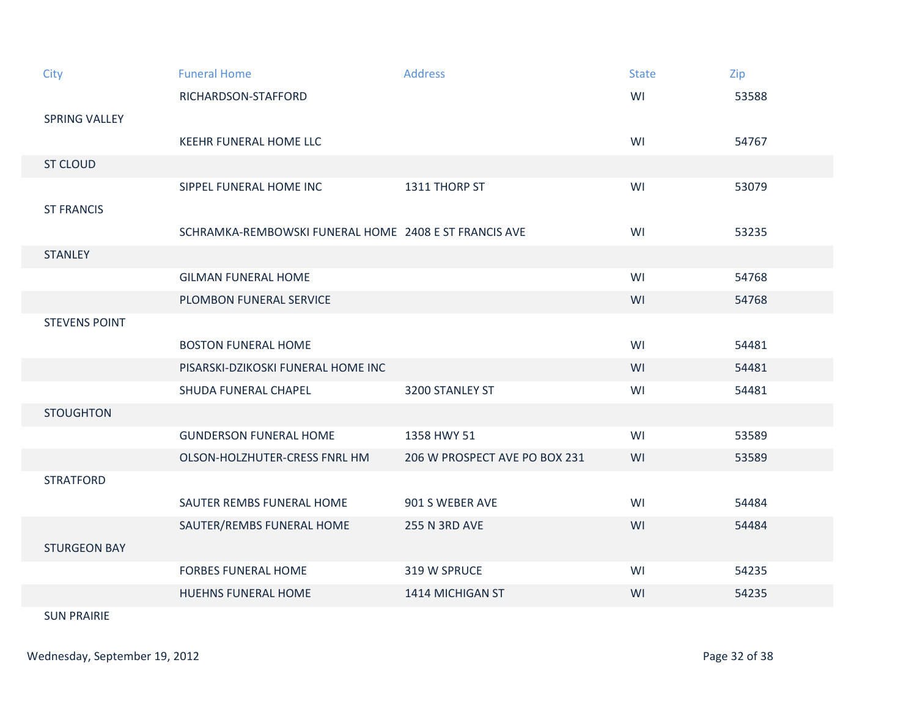| City | Funeral Home | Address | State | Zip |
| --- | --- | --- | --- | --- |
| | RICHARDSON-STAFFORD | | WI | 53588 |
| SPRING VALLEY | | | | |
| | KEEHR FUNERAL HOME LLC | | WI | 54767 |
| ST CLOUD | | | | |
| | SIPPEL FUNERAL HOME INC | 1311 THORP ST | WI | 53079 |
| ST FRANCIS | | | | |
| | SCHRAMKA-REMBOWSKI FUNERAL HOME | 2408 E ST FRANCIS AVE | WI | 53235 |
| STANLEY | | | | |
| | GILMAN FUNERAL HOME | | WI | 54768 |
| | PLOMBON FUNERAL SERVICE | | WI | 54768 |
| STEVENS POINT | | | | |
| | BOSTON FUNERAL HOME | | WI | 54481 |
| | PISARSKI-DZIKOSKI FUNERAL HOME INC | | WI | 54481 |
| | SHUDA FUNERAL CHAPEL | 3200 STANLEY ST | WI | 54481 |
| STOUGHTON | | | | |
| | GUNDERSON FUNERAL HOME | 1358 HWY 51 | WI | 53589 |
| | OLSON-HOLZHUTER-CRESS FNRL HM | 206 W PROSPECT AVE PO BOX 231 | WI | 53589 |
| STRATFORD | | | | |
| | SAUTER REMBS FUNERAL HOME | 901 S WEBER AVE | WI | 54484 |
| | SAUTER/REMBS FUNERAL HOME | 255 N 3RD AVE | WI | 54484 |
| STURGEON BAY | | | | |
| | FORBES FUNERAL HOME | 319 W SPRUCE | WI | 54235 |
| | HUEHNS FUNERAL HOME | 1414 MICHIGAN ST | WI | 54235 |
| SUN PRAIRIE | | | | |

Wednesday, September 19, 2012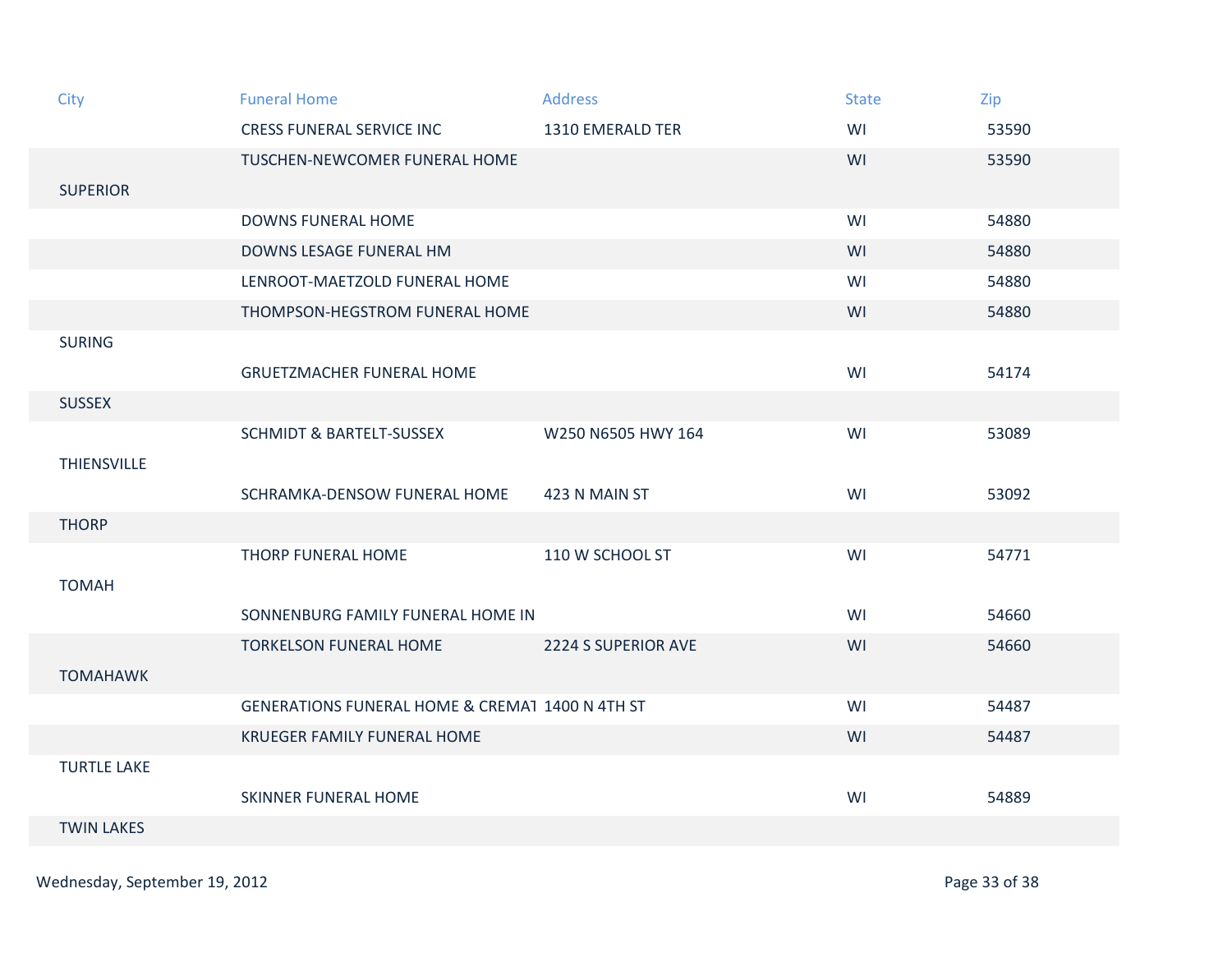| City | Funeral Home | Address | State | Zip |
| --- | --- | --- | --- | --- |
| | CRESS FUNERAL SERVICE INC | 1310 EMERALD TER | WI | 53590 |
| | TUSCHEN-NEWCOMER FUNERAL HOME | | WI | 53590 |
| SUPERIOR | | | | |
| | DOWNS FUNERAL HOME | | WI | 54880 |
| | DOWNS LESAGE FUNERAL HM | | WI | 54880 |
| | LENROOT-MAETZOLD FUNERAL HOME | | WI | 54880 |
| | THOMPSON-HEGSTROM FUNERAL HOME | | WI | 54880 |
| SURING | | | | |
| | GRUETZMACHER FUNERAL HOME | | WI | 54174 |
| SUSSEX | | | | |
| | SCHMIDT & BARTELT-SUSSEX | W250 N6505 HWY 164 | WI | 53089 |
| THIENSVILLE | | | | |
| | SCHRAMKA-DENSOW FUNERAL HOME | 423 N MAIN ST | WI | 53092 |
| THORP | | | | |
| | THORP FUNERAL HOME | 110 W SCHOOL ST | WI | 54771 |
| TOMAH | | | | |
| | SONNENBURG FAMILY FUNERAL HOME IN | | WI | 54660 |
| | TORKELSON FUNERAL HOME | 2224 S SUPERIOR AVE | WI | 54660 |
| TOMAHAWK | | | | |
| | GENERATIONS FUNERAL HOME & CREMAT | 1400 N 4TH ST | WI | 54487 |
| | KRUEGER FAMILY FUNERAL HOME | | WI | 54487 |
| TURTLE LAKE | | | | |
| | SKINNER FUNERAL HOME | | WI | 54889 |
| TWIN LAKES | | | | |

Wednesday, September 19, 2012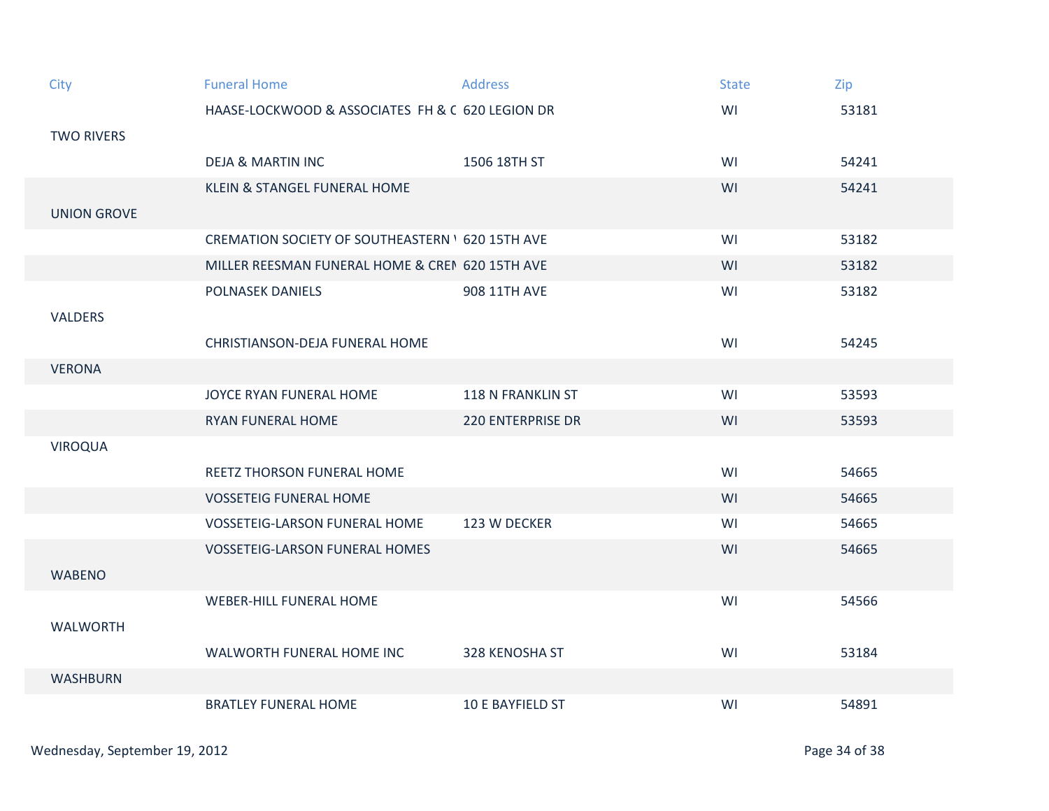| City | Funeral Home | Address | State | Zip |
|---|---|---|---|---|
| | HAASE-LOCKWOOD & ASSOCIATES FH & C | 620 LEGION DR | WI | 53181 |
| TWO RIVERS | | | | |
| | DEJA & MARTIN INC | 1506 18TH ST | WI | 54241 |
| | KLEIN & STANGEL FUNERAL HOME | | WI | 54241 |
| UNION GROVE | | | | |
| | CREMATION SOCIETY OF SOUTHEASTERN ' | 620 15TH AVE | WI | 53182 |
| | MILLER REESMAN FUNERAL HOME & CREI | 620 15TH AVE | WI | 53182 |
| | POLNASEK DANIELS | 908 11TH AVE | WI | 53182 |
| VALDERS | | | | |
| | CHRISTIANSON-DEJA FUNERAL HOME | | WI | 54245 |
| VERONA | | | | |
| | JOYCE RYAN FUNERAL HOME | 118 N FRANKLIN ST | WI | 53593 |
| | RYAN FUNERAL HOME | 220 ENTERPRISE DR | WI | 53593 |
| VIROQUA | | | | |
| | REETZ THORSON FUNERAL HOME | | WI | 54665 |
| | VOSSETEIG FUNERAL HOME | | WI | 54665 |
| | VOSSETEIG-LARSON FUNERAL HOME | 123 W DECKER | WI | 54665 |
| | VOSSETEIG-LARSON FUNERAL HOMES | | WI | 54665 |
| WABENO | | | | |
| | WEBER-HILL FUNERAL HOME | | WI | 54566 |
| WALWORTH | | | | |
| | WALWORTH FUNERAL HOME INC | 328 KENOSHA ST | WI | 53184 |
| WASHBURN | | | | |
| | BRATLEY FUNERAL HOME | 10 E BAYFIELD ST | WI | 54891 |

Wednesday, September 19, 2012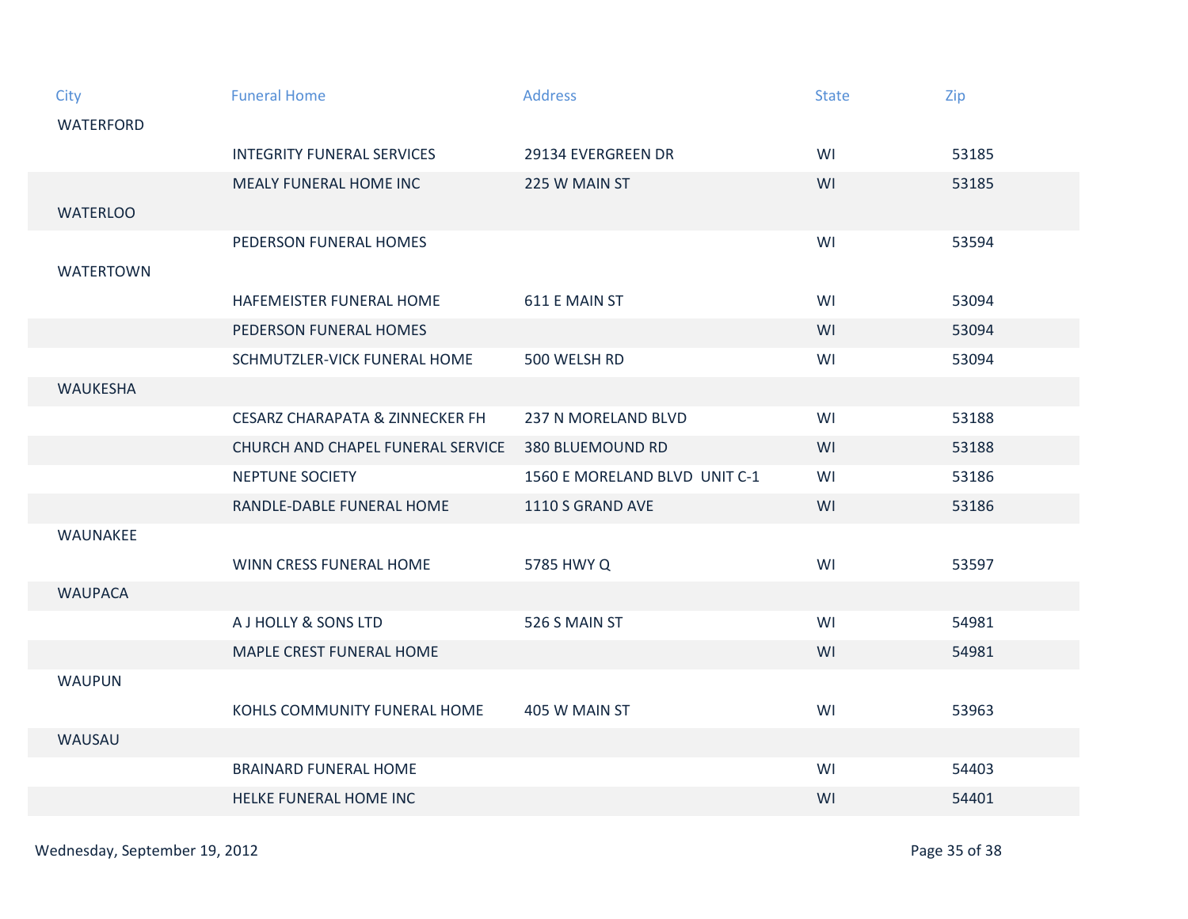| City | Funeral Home | Address | State | Zip |
|---|---|---|---|---|
| WATERFORD | | | | |
| | INTEGRITY FUNERAL SERVICES | 29134 EVERGREEN DR | WI | 53185 |
| | MEALY FUNERAL HOME INC | 225 W MAIN ST | WI | 53185 |
| WATERLOO | | | | |
| | PEDERSON FUNERAL HOMES | | WI | 53594 |
| WATERTOWN | | | | |
| | HAFEMEISTER FUNERAL HOME | 611 E MAIN ST | WI | 53094 |
| | PEDERSON FUNERAL HOMES | | WI | 53094 |
| | SCHMUTZLER-VICK FUNERAL HOME | 500 WELSH RD | WI | 53094 |
| WAUKESHA | | | | |
| | CESARZ CHARAPATA & ZINNECKER FH | 237 N MORELAND BLVD | WI | 53188 |
| | CHURCH AND CHAPEL FUNERAL SERVICE | 380 BLUEMOUND RD | WI | 53188 |
| | NEPTUNE SOCIETY | 1560 E MORELAND BLVD UNIT C-1 | WI | 53186 |
| | RANDLE-DABLE FUNERAL HOME | 1110 S GRAND AVE | WI | 53186 |
| WAUNAKEE | | | | |
| | WINN CRESS FUNERAL HOME | 5785 HWY Q | WI | 53597 |
| WAUPACA | | | | |
| | A J HOLLY & SONS LTD | 526 S MAIN ST | WI | 54981 |
| | MAPLE CREST FUNERAL HOME | | WI | 54981 |
| WAUPUN | | | | |
| | KOHLS COMMUNITY FUNERAL HOME | 405 W MAIN ST | WI | 53963 |
| WAUSAU | | | | |
| | BRAINARD FUNERAL HOME | | WI | 54403 |
| | HELKE FUNERAL HOME INC | | WI | 54401 |

Wednesday, September 19, 2012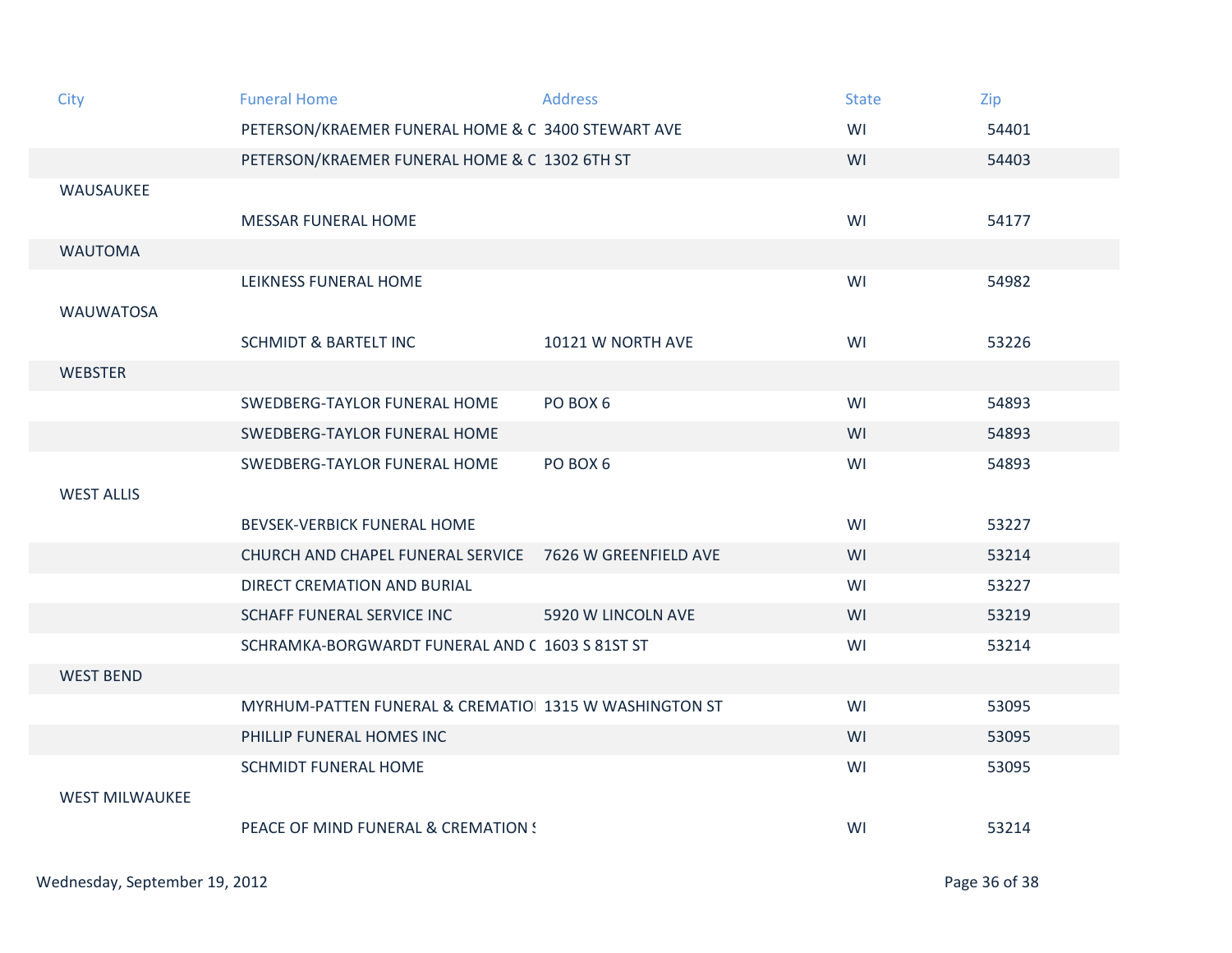| City | Funeral Home | Address | State | Zip |
|---|---|---|---|---|
| | PETERSON/KRAEMER FUNERAL HOME & C | 3400 STEWART AVE | WI | 54401 |
| | PETERSON/KRAEMER FUNERAL HOME & C | 1302 6TH ST | WI | 54403 |
| WAUSAUKEE | | | | |
| | MESSAR FUNERAL HOME | | WI | 54177 |
| WAUTOMA | | | | |
| | LEIKNESS FUNERAL HOME | | WI | 54982 |
| WAUWATOSA | | | | |
| | SCHMIDT & BARTELT INC | 10121 W NORTH AVE | WI | 53226 |
| WEBSTER | | | | |
| | SWEDBERG-TAYLOR FUNERAL HOME | PO BOX 6 | WI | 54893 |
| | SWEDBERG-TAYLOR FUNERAL HOME | | WI | 54893 |
| | SWEDBERG-TAYLOR FUNERAL HOME | PO BOX 6 | WI | 54893 |
| WEST ALLIS | | | | |
| | BEVSEK-VERBICK FUNERAL HOME | | WI | 53227 |
| | CHURCH AND CHAPEL FUNERAL SERVICE | 7626 W GREENFIELD AVE | WI | 53214 |
| | DIRECT CREMATION AND BURIAL | | WI | 53227 |
| | SCHAFF FUNERAL SERVICE INC | 5920 W LINCOLN AVE | WI | 53219 |
| | SCHRAMKA-BORGWARDT FUNERAL AND C | 1603 S 81ST ST | WI | 53214 |
| WEST BEND | | | | |
| | MYRHUM-PATTEN FUNERAL & CREMATIO | 1315 W WASHINGTON ST | WI | 53095 |
| | PHILLIP FUNERAL HOMES INC | | WI | 53095 |
| | SCHMIDT FUNERAL HOME | | WI | 53095 |
| WEST MILWAUKEE | | | | |
| | PEACE OF MIND FUNERAL & CREMATION S | | WI | 53214 |

Wednesday, September 19, 2012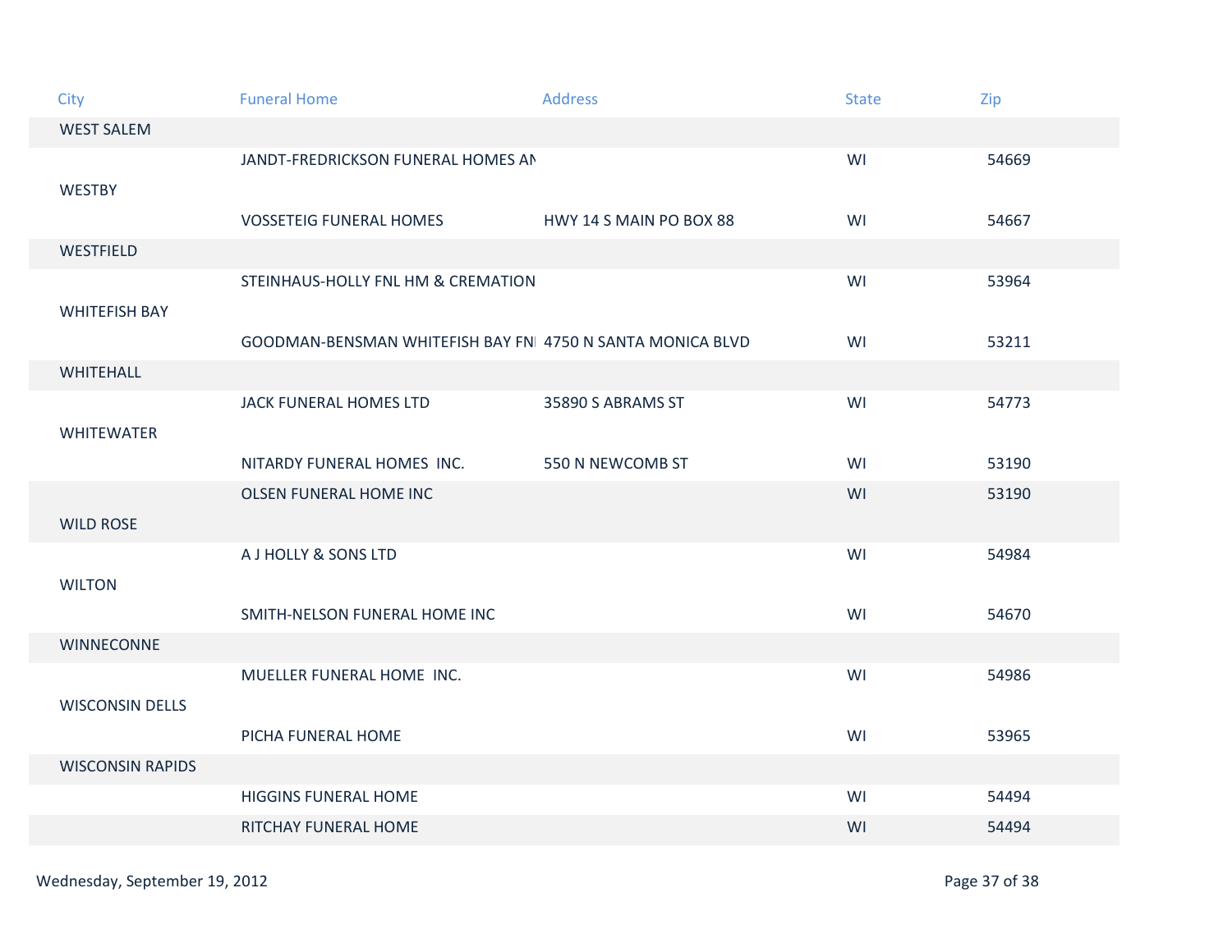| City | Funeral Home | Address | State | Zip |
| --- | --- | --- | --- | --- |
| WEST SALEM | | | | |
| | JANDT-FREDRICKSON FUNERAL HOMES AN | | WI | 54669 |
| WESTBY | | | | |
| | VOSSETEIG FUNERAL HOMES | HWY 14 S MAIN PO BOX 88 | WI | 54667 |
| WESTFIELD | | | | |
| | STEINHAUS-HOLLY FNL HM & CREMATION | | WI | 53964 |
| WHITEFISH BAY | | | | |
| | GOODMAN-BENSMAN WHITEFISH BAY FNI | 4750 N SANTA MONICA BLVD | WI | 53211 |
| WHITEHALL | | | | |
| | JACK FUNERAL HOMES LTD | 35890 S ABRAMS ST | WI | 54773 |
| WHITEWATER | | | | |
| | NITARDY FUNERAL HOMES INC. | 550 N NEWCOMB ST | WI | 53190 |
| | OLSEN FUNERAL HOME INC | | WI | 53190 |
| WILD ROSE | | | | |
| | A J HOLLY & SONS LTD | | WI | 54984 |
| WILTON | | | | |
| | SMITH-NELSON FUNERAL HOME INC | | WI | 54670 |
| WINNECONNE | | | | |
| | MUELLER FUNERAL HOME INC. | | WI | 54986 |
| WISCONSIN DELLS | | | | |
| | PICHA FUNERAL HOME | | WI | 53965 |
| WISCONSIN RAPIDS | | | | |
| | HIGGINS FUNERAL HOME | | WI | 54494 |
| | RITCHAY FUNERAL HOME | | WI | 54494 |

Wednesday, September 19, 2012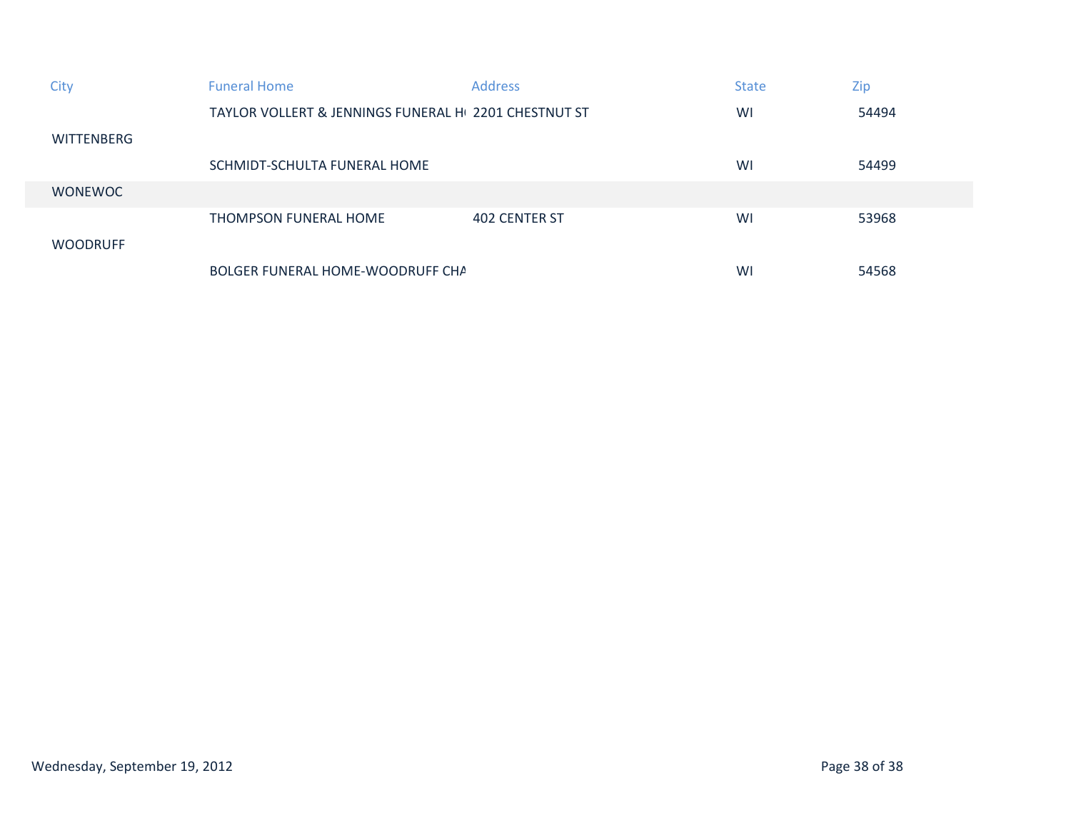| City | Funeral Home | Address | State | Zip |
| --- | --- | --- | --- | --- |
| | TAYLOR VOLLERT & JENNINGS FUNERAL H | 2201 CHESTNUT ST | WI | 54494 |
| WITTENBERG | | | | |
| | SCHMIDT-SCHULTA FUNERAL HOME | | WI | 54499 |
| WONEWOC | | | | |
| | THOMPSON FUNERAL HOME | 402 CENTER ST | WI | 53968 |
| WOODRUFF | | | | |
| | BOLGER FUNERAL HOME-WOODRUFF CHA | | WI | 54568 |

Wednesday, September 19, 2012